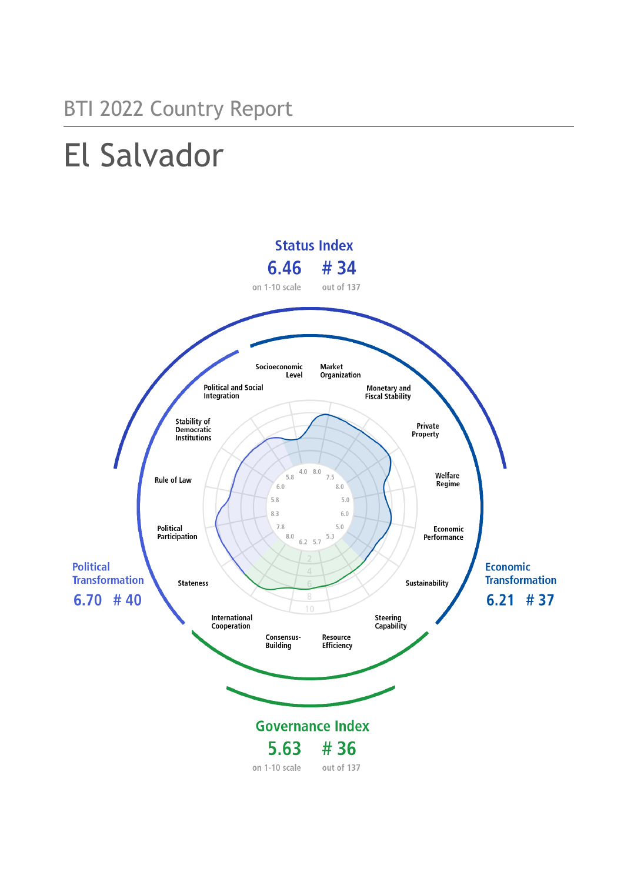BTI 2022 Country Report

# El Salvador

## Status Index

6.46 — on 1-10 scale

# 34 — out of 137

## Political Transformation

6.70 # 40

## Economic Transformation

6.21 # 37

## Governance Index

5.63 — on 1-10 scale

# 36 — out of 137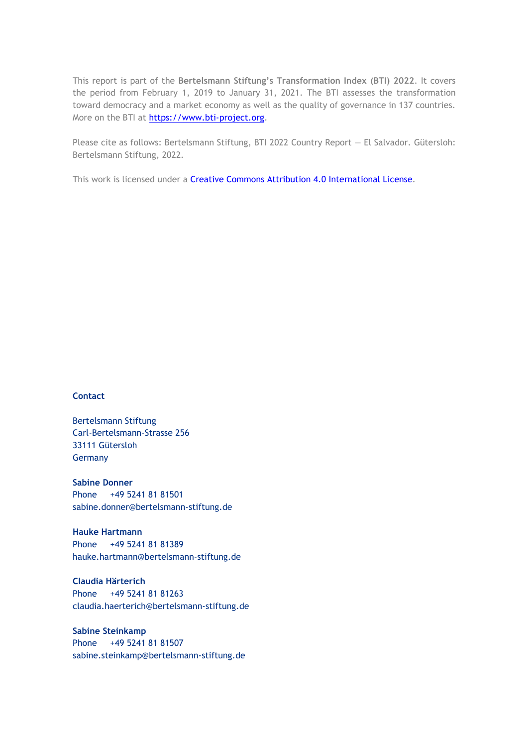This report is part of the **Bertelsmann Stiftung's Transformation Index (BTI) 2022**. It covers the period from February 1, 2019 to January 31, 2021. The BTI assesses the transformation toward democracy and a market economy as well as the quality of governance in 137 countries. More on the BTI at [https://www.bti-project.org](https://www.bti-project.org).

Please cite as follows: Bertelsmann Stiftung, BTI 2022 Country Report — El Salvador. Gütersloh: Bertelsmann Stiftung, 2022.

This work is licensed under a [Creative Commons Attribution 4.0 International License](https://creativecommons.org/licenses/by/4.0/).

**Contact**

Bertelsmann Stiftung
Carl-Bertelsmann-Strasse 256
33111 Gütersloh
Germany

**Sabine Donner**
Phone +49 5241 81 81501
sabine.donner@bertelsmann-stiftung.de

**Hauke Hartmann**
Phone +49 5241 81 81389
hauke.hartmann@bertelsmann-stiftung.de

**Claudia Härterich**
Phone +49 5241 81 81263
claudia.haerterich@bertelsmann-stiftung.de

**Sabine Steinkamp**
Phone +49 5241 81 81507
sabine.steinkamp@bertelsmann-stiftung.de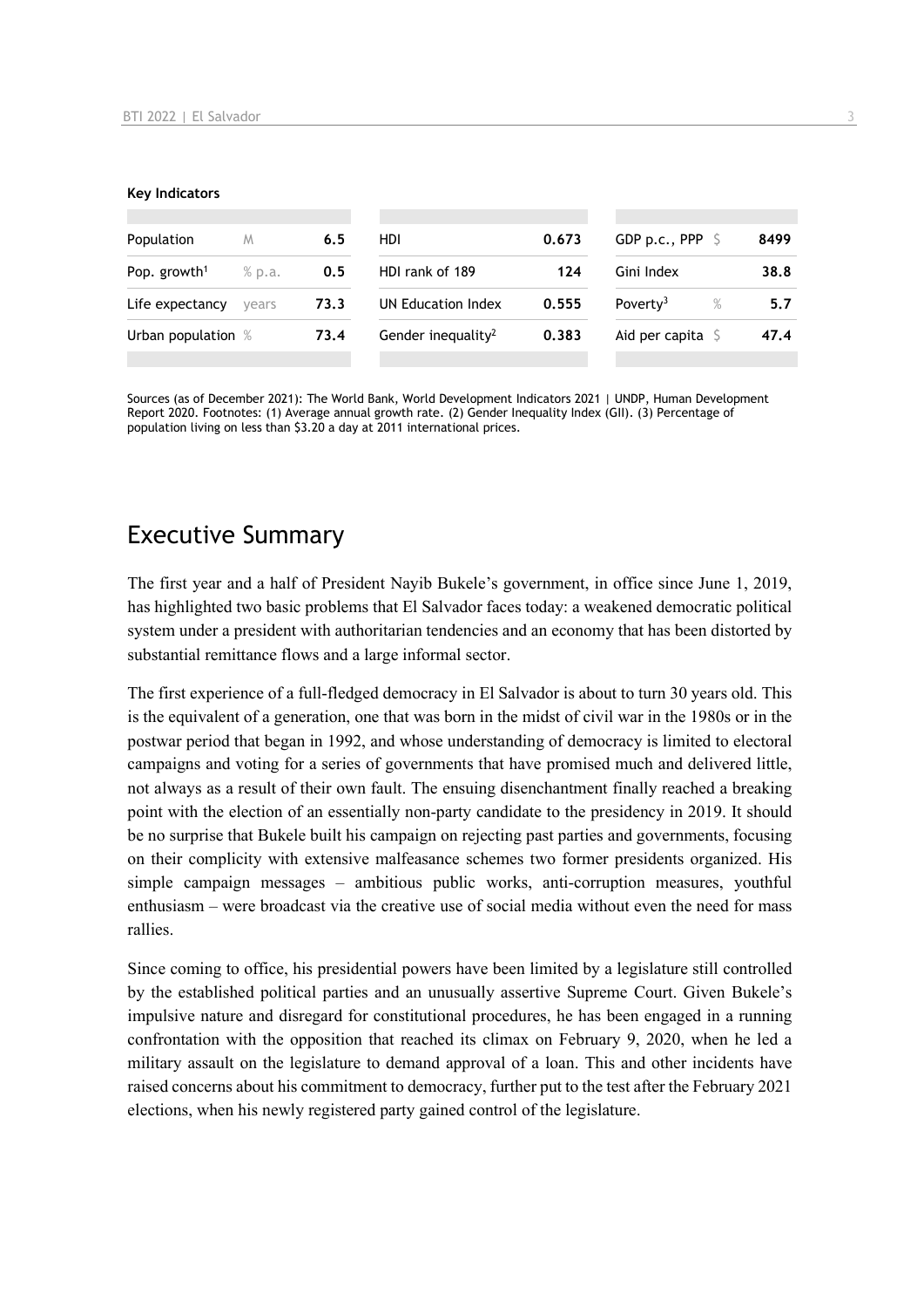**Key Indicators**

| Population | M | 6.5 | HDI | 0.673 | GDP p.c., PPP | $ | 8499 |
|---|---|---|---|---|---|---|---|
| Pop. growth[1] | % p.a. | 0.5 | HDI rank of 189 | 124 | Gini Index | | 38.8 |
| Life expectancy | years | 73.3 | UN Education Index | 0.555 | Poverty[3] | % | 5.7 |
| Urban population | % | 73.4 | Gender inequality[2] | 0.383 | Aid per capita | $ | 47.4 |

Sources (as of December 2021): The World Bank, World Development Indicators 2021 | UNDP, Human Development Report 2020. Footnotes: (1) Average annual growth rate. (2) Gender Inequality Index (GII). (3) Percentage of population living on less than $3.20 a day at 2011 international prices.

# Executive Summary

The first year and a half of President Nayib Bukele's government, in office since June 1, 2019, has highlighted two basic problems that El Salvador faces today: a weakened democratic political system under a president with authoritarian tendencies and an economy that has been distorted by substantial remittance flows and a large informal sector.

The first experience of a full-fledged democracy in El Salvador is about to turn 30 years old. This is the equivalent of a generation, one that was born in the midst of civil war in the 1980s or in the postwar period that began in 1992, and whose understanding of democracy is limited to electoral campaigns and voting for a series of governments that have promised much and delivered little, not always as a result of their own fault. The ensuing disenchantment finally reached a breaking point with the election of an essentially non-party candidate to the presidency in 2019. It should be no surprise that Bukele built his campaign on rejecting past parties and governments, focusing on their complicity with extensive malfeasance schemes two former presidents organized. His simple campaign messages – ambitious public works, anti-corruption measures, youthful enthusiasm – were broadcast via the creative use of social media without even the need for mass rallies.

Since coming to office, his presidential powers have been limited by a legislature still controlled by the established political parties and an unusually assertive Supreme Court. Given Bukele's impulsive nature and disregard for constitutional procedures, he has been engaged in a running confrontation with the opposition that reached its climax on February 9, 2020, when he led a military assault on the legislature to demand approval of a loan. This and other incidents have raised concerns about his commitment to democracy, further put to the test after the February 2021 elections, when his newly registered party gained control of the legislature.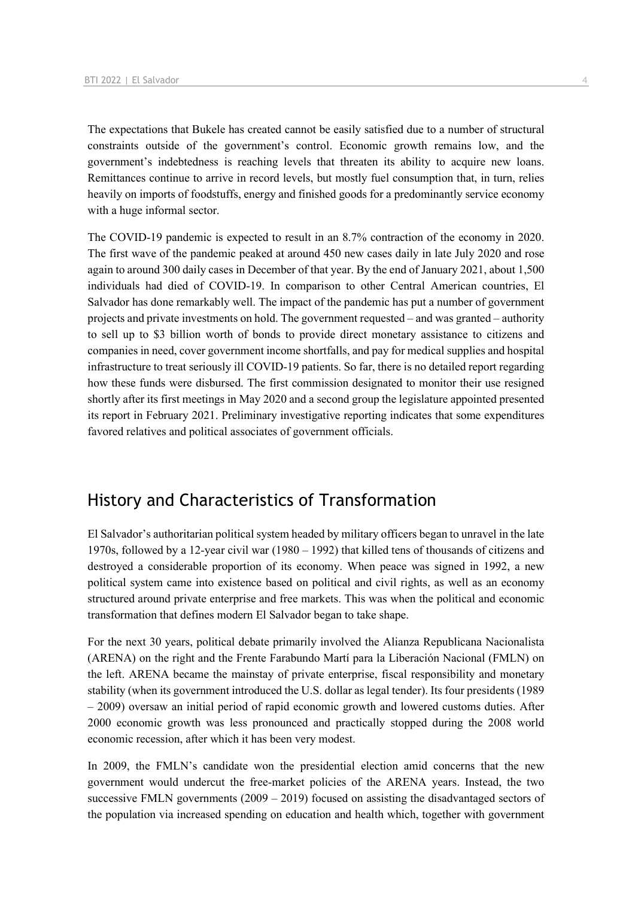The expectations that Bukele has created cannot be easily satisfied due to a number of structural constraints outside of the government's control. Economic growth remains low, and the government's indebtedness is reaching levels that threaten its ability to acquire new loans. Remittances continue to arrive in record levels, but mostly fuel consumption that, in turn, relies heavily on imports of foodstuffs, energy and finished goods for a predominantly service economy with a huge informal sector.

The COVID-19 pandemic is expected to result in an 8.7% contraction of the economy in 2020. The first wave of the pandemic peaked at around 450 new cases daily in late July 2020 and rose again to around 300 daily cases in December of that year. By the end of January 2021, about 1,500 individuals had died of COVID-19. In comparison to other Central American countries, El Salvador has done remarkably well. The impact of the pandemic has put a number of government projects and private investments on hold. The government requested – and was granted – authority to sell up to $3 billion worth of bonds to provide direct monetary assistance to citizens and companies in need, cover government income shortfalls, and pay for medical supplies and hospital infrastructure to treat seriously ill COVID-19 patients. So far, there is no detailed report regarding how these funds were disbursed. The first commission designated to monitor their use resigned shortly after its first meetings in May 2020 and a second group the legislature appointed presented its report in February 2021. Preliminary investigative reporting indicates that some expenditures favored relatives and political associates of government officials.

## History and Characteristics of Transformation

El Salvador's authoritarian political system headed by military officers began to unravel in the late 1970s, followed by a 12-year civil war (1980 – 1992) that killed tens of thousands of citizens and destroyed a considerable proportion of its economy. When peace was signed in 1992, a new political system came into existence based on political and civil rights, as well as an economy structured around private enterprise and free markets. This was when the political and economic transformation that defines modern El Salvador began to take shape.

For the next 30 years, political debate primarily involved the Alianza Republicana Nacionalista (ARENA) on the right and the Frente Farabundo Martí para la Liberación Nacional (FMLN) on the left. ARENA became the mainstay of private enterprise, fiscal responsibility and monetary stability (when its government introduced the U.S. dollar as legal tender). Its four presidents (1989 – 2009) oversaw an initial period of rapid economic growth and lowered customs duties. After 2000 economic growth was less pronounced and practically stopped during the 2008 world economic recession, after which it has been very modest.

In 2009, the FMLN's candidate won the presidential election amid concerns that the new government would undercut the free-market policies of the ARENA years. Instead, the two successive FMLN governments (2009 – 2019) focused on assisting the disadvantaged sectors of the population via increased spending on education and health which, together with government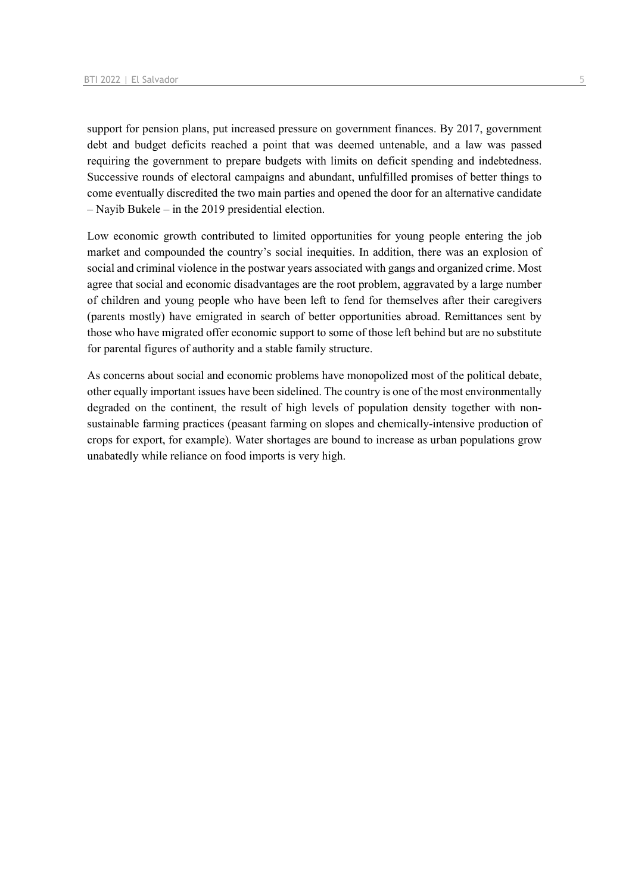support for pension plans, put increased pressure on government finances. By 2017, government debt and budget deficits reached a point that was deemed untenable, and a law was passed requiring the government to prepare budgets with limits on deficit spending and indebtedness. Successive rounds of electoral campaigns and abundant, unfulfilled promises of better things to come eventually discredited the two main parties and opened the door for an alternative candidate – Nayib Bukele – in the 2019 presidential election.

Low economic growth contributed to limited opportunities for young people entering the job market and compounded the country's social inequities. In addition, there was an explosion of social and criminal violence in the postwar years associated with gangs and organized crime. Most agree that social and economic disadvantages are the root problem, aggravated by a large number of children and young people who have been left to fend for themselves after their caregivers (parents mostly) have emigrated in search of better opportunities abroad. Remittances sent by those who have migrated offer economic support to some of those left behind but are no substitute for parental figures of authority and a stable family structure.

As concerns about social and economic problems have monopolized most of the political debate, other equally important issues have been sidelined. The country is one of the most environmentally degraded on the continent, the result of high levels of population density together with non-sustainable farming practices (peasant farming on slopes and chemically-intensive production of crops for export, for example). Water shortages are bound to increase as urban populations grow unabatedly while reliance on food imports is very high.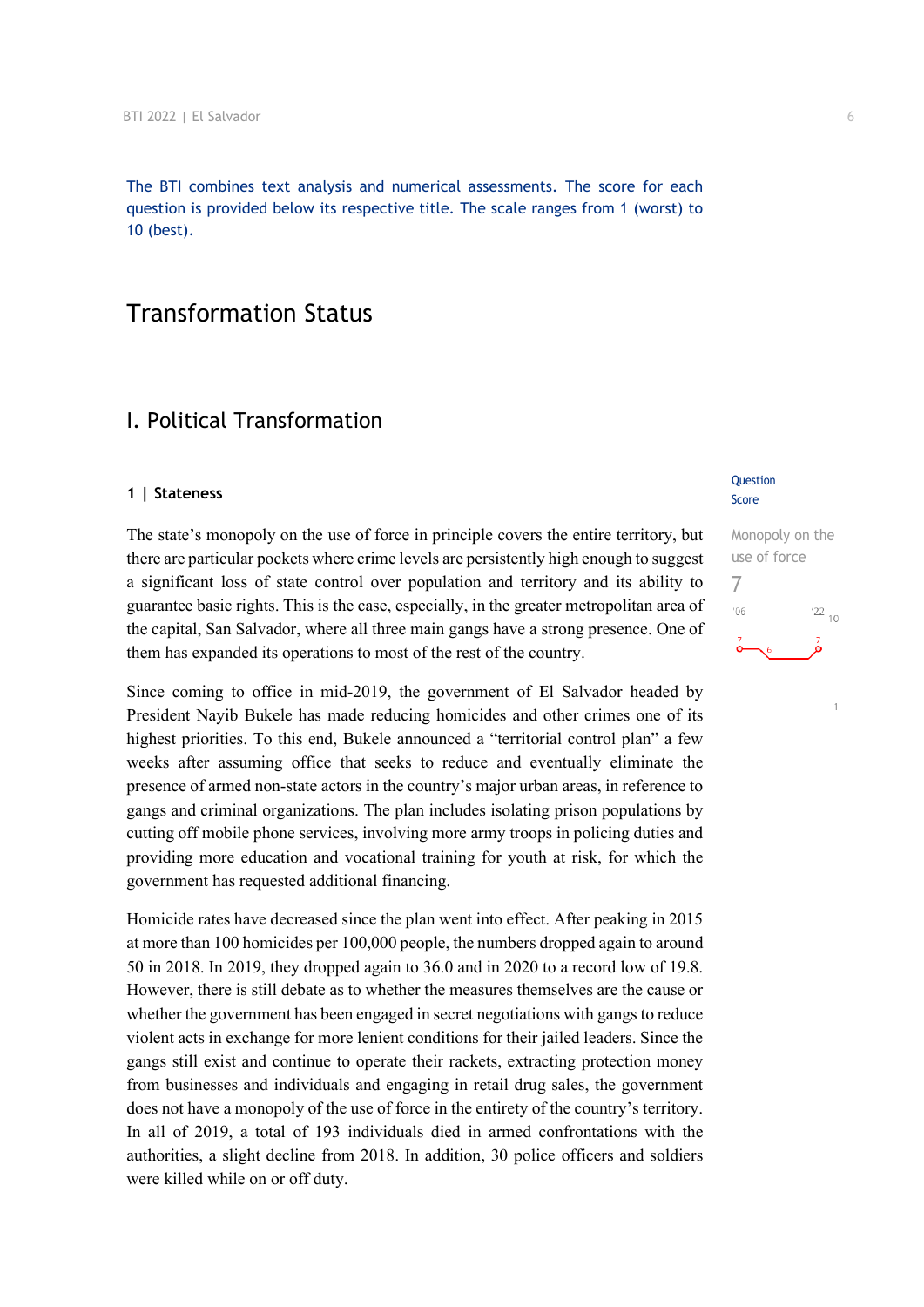The BTI combines text analysis and numerical assessments. The score for each question is provided below its respective title. The scale ranges from 1 (worst) to 10 (best).

# Transformation Status

## I. Political Transformation

### 1 | Stateness

Question Score

Monopoly on the use of force

7

The state's monopoly on the use of force in principle covers the entire territory, but there are particular pockets where crime levels are persistently high enough to suggest a significant loss of state control over population and territory and its ability to guarantee basic rights. This is the case, especially, in the greater metropolitan area of the capital, San Salvador, where all three main gangs have a strong presence. One of them has expanded its operations to most of the rest of the country.

Since coming to office in mid-2019, the government of El Salvador headed by President Nayib Bukele has made reducing homicides and other crimes one of its highest priorities. To this end, Bukele announced a "territorial control plan" a few weeks after assuming office that seeks to reduce and eventually eliminate the presence of armed non-state actors in the country's major urban areas, in reference to gangs and criminal organizations. The plan includes isolating prison populations by cutting off mobile phone services, involving more army troops in policing duties and providing more education and vocational training for youth at risk, for which the government has requested additional financing.

Homicide rates have decreased since the plan went into effect. After peaking in 2015 at more than 100 homicides per 100,000 people, the numbers dropped again to around 50 in 2018. In 2019, they dropped again to 36.0 and in 2020 to a record low of 19.8. However, there is still debate as to whether the measures themselves are the cause or whether the government has been engaged in secret negotiations with gangs to reduce violent acts in exchange for more lenient conditions for their jailed leaders. Since the gangs still exist and continue to operate their rackets, extracting protection money from businesses and individuals and engaging in retail drug sales, the government does not have a monopoly of the use of force in the entirety of the country's territory. In all of 2019, a total of 193 individuals died in armed confrontations with the authorities, a slight decline from 2018. In addition, 30 police officers and soldiers were killed while on or off duty.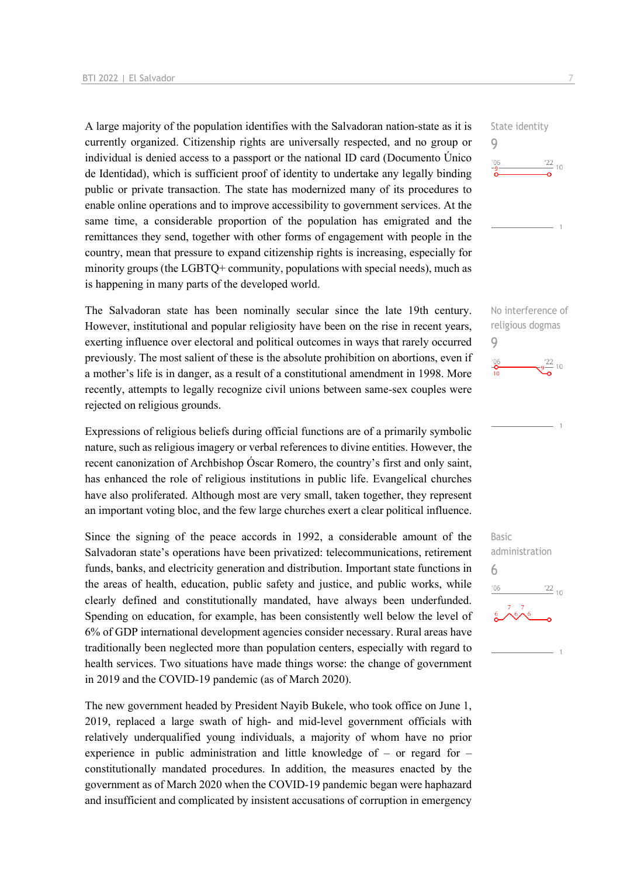A large majority of the population identifies with the Salvadoran nation-state as it is currently organized. Citizenship rights are universally respected, and no group or individual is denied access to a passport or the national ID card (Documento Único de Identidad), which is sufficient proof of identity to undertake any legally binding public or private transaction. The state has modernized many of its procedures to enable online operations and to improve accessibility to government services. At the same time, a considerable proportion of the population has emigrated and the remittances they send, together with other forms of engagement with people in the country, mean that pressure to expand citizenship rights is increasing, especially for minority groups (the LGBTQ+ community, populations with special needs), much as is happening in many parts of the developed world.

State identity
9

The Salvadoran state has been nominally secular since the late 19th century. However, institutional and popular religiosity have been on the rise in recent years, exerting influence over electoral and political outcomes in ways that rarely occurred previously. The most salient of these is the absolute prohibition on abortions, even if a mother's life is in danger, as a result of a constitutional amendment in 1998. More recently, attempts to legally recognize civil unions between same-sex couples were rejected on religious grounds.

No interference of religious dogmas
9

Expressions of religious beliefs during official functions are of a primarily symbolic nature, such as religious imagery or verbal references to divine entities. However, the recent canonization of Archbishop Óscar Romero, the country's first and only saint, has enhanced the role of religious institutions in public life. Evangelical churches have also proliferated. Although most are very small, taken together, they represent an important voting bloc, and the few large churches exert a clear political influence.

Since the signing of the peace accords in 1992, a considerable amount of the Salvadoran state's operations have been privatized: telecommunications, retirement funds, banks, and electricity generation and distribution. Important state functions in the areas of health, education, public safety and justice, and public works, while clearly defined and constitutionally mandated, have always been underfunded. Spending on education, for example, has been consistently well below the level of 6% of GDP international development agencies consider necessary. Rural areas have traditionally been neglected more than population centers, especially with regard to health services. Two situations have made things worse: the change of government in 2019 and the COVID-19 pandemic (as of March 2020).

Basic administration
6

The new government headed by President Nayib Bukele, who took office on June 1, 2019, replaced a large swath of high- and mid-level government officials with relatively underqualified young individuals, a majority of whom have no prior experience in public administration and little knowledge of – or regard for – constitutionally mandated procedures. In addition, the measures enacted by the government as of March 2020 when the COVID-19 pandemic began were haphazard and insufficient and complicated by insistent accusations of corruption in emergency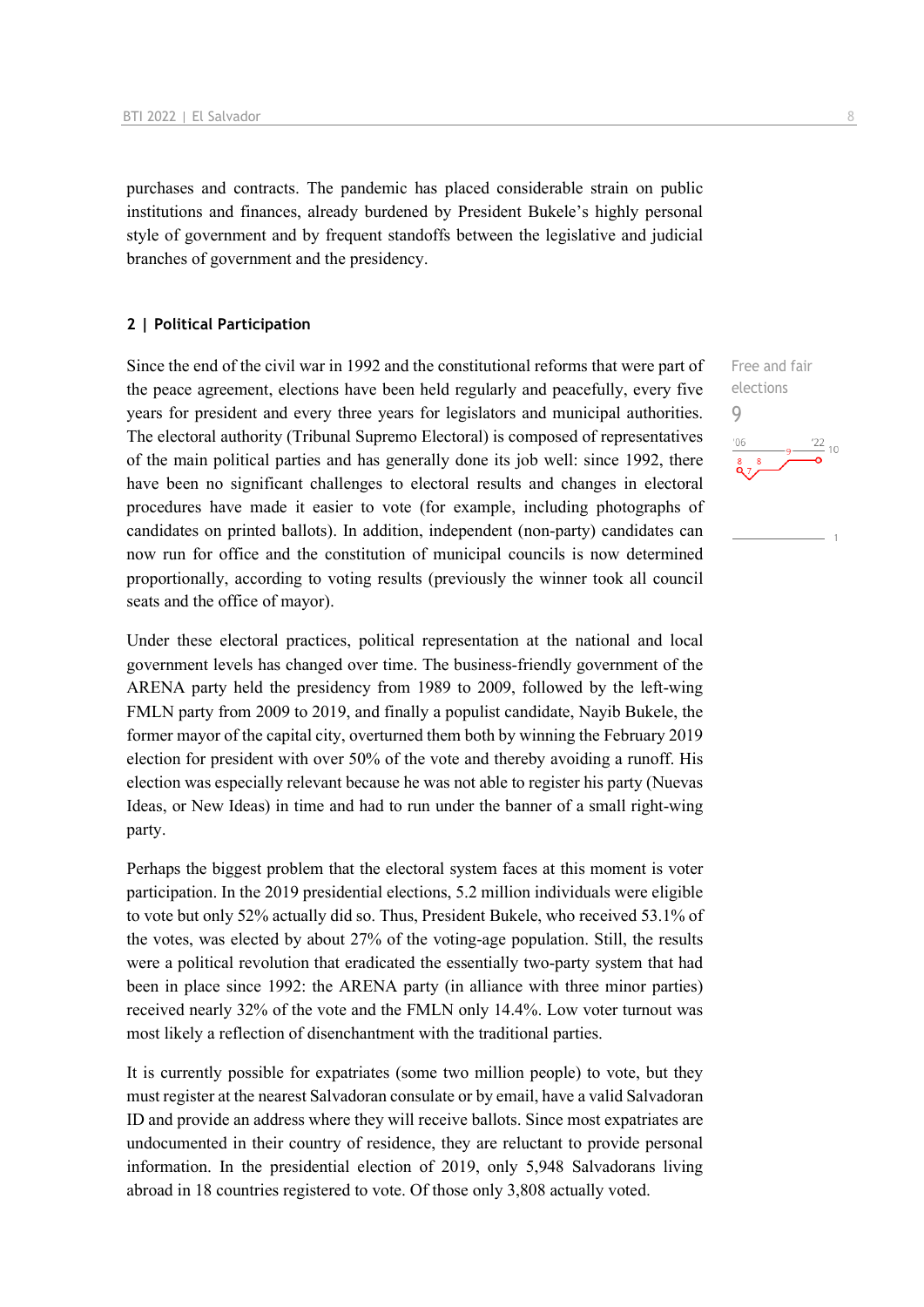purchases and contracts. The pandemic has placed considerable strain on public institutions and finances, already burdened by President Bukele's highly personal style of government and by frequent standoffs between the legislative and judicial branches of government and the presidency.

## 2 | Political Participation

Free and fair elections

9

Since the end of the civil war in 1992 and the constitutional reforms that were part of the peace agreement, elections have been held regularly and peacefully, every five years for president and every three years for legislators and municipal authorities. The electoral authority (Tribunal Supremo Electoral) is composed of representatives of the main political parties and has generally done its job well: since 1992, there have been no significant challenges to electoral results and changes in electoral procedures have made it easier to vote (for example, including photographs of candidates on printed ballots). In addition, independent (non-party) candidates can now run for office and the constitution of municipal councils is now determined proportionally, according to voting results (previously the winner took all council seats and the office of mayor).

Under these electoral practices, political representation at the national and local government levels has changed over time. The business-friendly government of the ARENA party held the presidency from 1989 to 2009, followed by the left-wing FMLN party from 2009 to 2019, and finally a populist candidate, Nayib Bukele, the former mayor of the capital city, overturned them both by winning the February 2019 election for president with over 50% of the vote and thereby avoiding a runoff. His election was especially relevant because he was not able to register his party (Nuevas Ideas, or New Ideas) in time and had to run under the banner of a small right-wing party.

Perhaps the biggest problem that the electoral system faces at this moment is voter participation. In the 2019 presidential elections, 5.2 million individuals were eligible to vote but only 52% actually did so. Thus, President Bukele, who received 53.1% of the votes, was elected by about 27% of the voting-age population. Still, the results were a political revolution that eradicated the essentially two-party system that had been in place since 1992: the ARENA party (in alliance with three minor parties) received nearly 32% of the vote and the FMLN only 14.4%. Low voter turnout was most likely a reflection of disenchantment with the traditional parties.

It is currently possible for expatriates (some two million people) to vote, but they must register at the nearest Salvadoran consulate or by email, have a valid Salvadoran ID and provide an address where they will receive ballots. Since most expatriates are undocumented in their country of residence, they are reluctant to provide personal information. In the presidential election of 2019, only 5,948 Salvadorans living abroad in 18 countries registered to vote. Of those only 3,808 actually voted.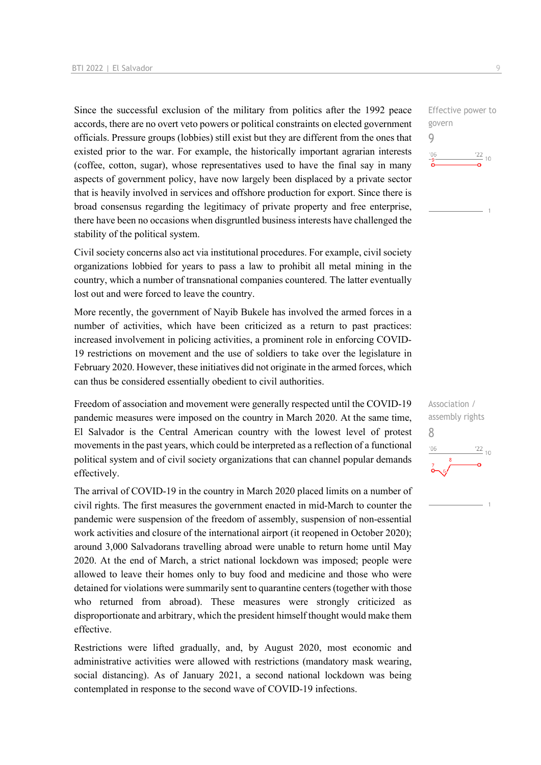Since the successful exclusion of the military from politics after the 1992 peace accords, there are no overt veto powers or political constraints on elected government officials. Pressure groups (lobbies) still exist but they are different from the ones that existed prior to the war. For example, the historically important agrarian interests (coffee, cotton, sugar), whose representatives used to have the final say in many aspects of government policy, have now largely been displaced by a private sector that is heavily involved in services and offshore production for export. Since there is broad consensus regarding the legitimacy of private property and free enterprise, there have been no occasions when disgruntled business interests have challenged the stability of the political system.

Effective power to govern
9

Civil society concerns also act via institutional procedures. For example, civil society organizations lobbied for years to pass a law to prohibit all metal mining in the country, which a number of transnational companies countered. The latter eventually lost out and were forced to leave the country.

More recently, the government of Nayib Bukele has involved the armed forces in a number of activities, which have been criticized as a return to past practices: increased involvement in policing activities, a prominent role in enforcing COVID-19 restrictions on movement and the use of soldiers to take over the legislature in February 2020. However, these initiatives did not originate in the armed forces, which can thus be considered essentially obedient to civil authorities.

Freedom of association and movement were generally respected until the COVID-19 pandemic measures were imposed on the country in March 2020. At the same time, El Salvador is the Central American country with the lowest level of protest movements in the past years, which could be interpreted as a reflection of a functional political system and of civil society organizations that can channel popular demands effectively.

Association / assembly rights
8

The arrival of COVID-19 in the country in March 2020 placed limits on a number of civil rights. The first measures the government enacted in mid-March to counter the pandemic were suspension of the freedom of assembly, suspension of non-essential work activities and closure of the international airport (it reopened in October 2020); around 3,000 Salvadorans travelling abroad were unable to return home until May 2020. At the end of March, a strict national lockdown was imposed; people were allowed to leave their homes only to buy food and medicine and those who were detained for violations were summarily sent to quarantine centers (together with those who returned from abroad). These measures were strongly criticized as disproportionate and arbitrary, which the president himself thought would make them effective.

Restrictions were lifted gradually, and, by August 2020, most economic and administrative activities were allowed with restrictions (mandatory mask wearing, social distancing). As of January 2021, a second national lockdown was being contemplated in response to the second wave of COVID-19 infections.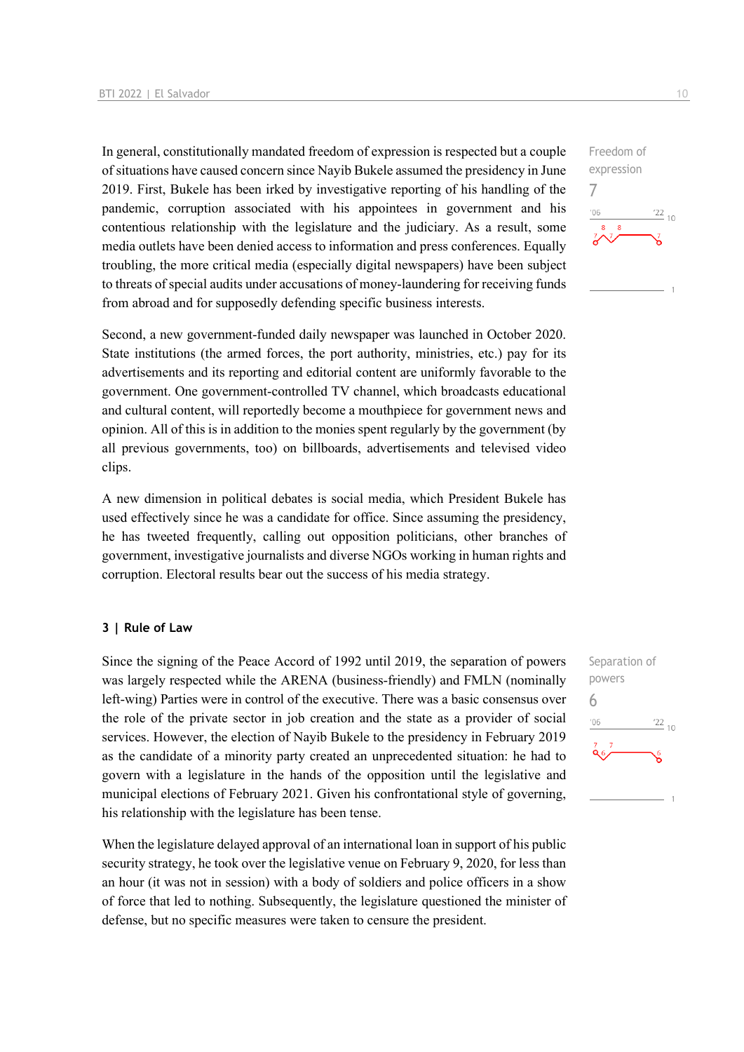In general, constitutionally mandated freedom of expression is respected but a couple of situations have caused concern since Nayib Bukele assumed the presidency in June 2019. First, Bukele has been irked by investigative reporting of his handling of the pandemic, corruption associated with his appointees in government and his contentious relationship with the legislature and the judiciary. As a result, some media outlets have been denied access to information and press conferences. Equally troubling, the more critical media (especially digital newspapers) have been subject to threats of special audits under accusations of money-laundering for receiving funds from abroad and for supposedly defending specific business interests.

Freedom of expression
7

Second, a new government-funded daily newspaper was launched in October 2020. State institutions (the armed forces, the port authority, ministries, etc.) pay for its advertisements and its reporting and editorial content are uniformly favorable to the government. One government-controlled TV channel, which broadcasts educational and cultural content, will reportedly become a mouthpiece for government news and opinion. All of this is in addition to the monies spent regularly by the government (by all previous governments, too) on billboards, advertisements and televised video clips.

A new dimension in political debates is social media, which President Bukele has used effectively since he was a candidate for office. Since assuming the presidency, he has tweeted frequently, calling out opposition politicians, other branches of government, investigative journalists and diverse NGOs working in human rights and corruption. Electoral results bear out the success of his media strategy.

### 3 | Rule of Law

Since the signing of the Peace Accord of 1992 until 2019, the separation of powers was largely respected while the ARENA (business-friendly) and FMLN (nominally left-wing) Parties were in control of the executive. There was a basic consensus over the role of the private sector in job creation and the state as a provider of social services. However, the election of Nayib Bukele to the presidency in February 2019 as the candidate of a minority party created an unprecedented situation: he had to govern with a legislature in the hands of the opposition until the legislative and municipal elections of February 2021. Given his confrontational style of governing, his relationship with the legislature has been tense.

Separation of powers
6

When the legislature delayed approval of an international loan in support of his public security strategy, he took over the legislative venue on February 9, 2020, for less than an hour (it was not in session) with a body of soldiers and police officers in a show of force that led to nothing. Subsequently, the legislature questioned the minister of defense, but no specific measures were taken to censure the president.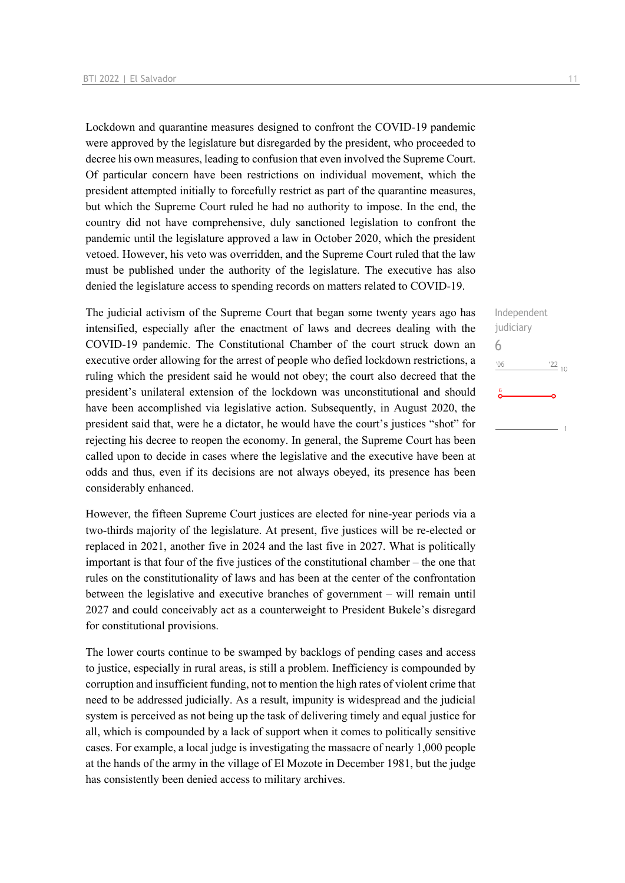Lockdown and quarantine measures designed to confront the COVID-19 pandemic were approved by the legislature but disregarded by the president, who proceeded to decree his own measures, leading to confusion that even involved the Supreme Court. Of particular concern have been restrictions on individual movement, which the president attempted initially to forcefully restrict as part of the quarantine measures, but which the Supreme Court ruled he had no authority to impose. In the end, the country did not have comprehensive, duly sanctioned legislation to confront the pandemic until the legislature approved a law in October 2020, which the president vetoed. However, his veto was overridden, and the Supreme Court ruled that the law must be published under the authority of the legislature. The executive has also denied the legislature access to spending records on matters related to COVID-19.

Independent judiciary

6

The judicial activism of the Supreme Court that began some twenty years ago has intensified, especially after the enactment of laws and decrees dealing with the COVID-19 pandemic. The Constitutional Chamber of the court struck down an executive order allowing for the arrest of people who defied lockdown restrictions, a ruling which the president said he would not obey; the court also decreed that the president's unilateral extension of the lockdown was unconstitutional and should have been accomplished via legislative action. Subsequently, in August 2020, the president said that, were he a dictator, he would have the court's justices "shot" for rejecting his decree to reopen the economy. In general, the Supreme Court has been called upon to decide in cases where the legislative and the executive have been at odds and thus, even if its decisions are not always obeyed, its presence has been considerably enhanced.

However, the fifteen Supreme Court justices are elected for nine-year periods via a two-thirds majority of the legislature. At present, five justices will be re-elected or replaced in 2021, another five in 2024 and the last five in 2027. What is politically important is that four of the five justices of the constitutional chamber – the one that rules on the constitutionality of laws and has been at the center of the confrontation between the legislative and executive branches of government – will remain until 2027 and could conceivably act as a counterweight to President Bukele's disregard for constitutional provisions.

The lower courts continue to be swamped by backlogs of pending cases and access to justice, especially in rural areas, is still a problem. Inefficiency is compounded by corruption and insufficient funding, not to mention the high rates of violent crime that need to be addressed judicially. As a result, impunity is widespread and the judicial system is perceived as not being up the task of delivering timely and equal justice for all, which is compounded by a lack of support when it comes to politically sensitive cases. For example, a local judge is investigating the massacre of nearly 1,000 people at the hands of the army in the village of El Mozote in December 1981, but the judge has consistently been denied access to military archives.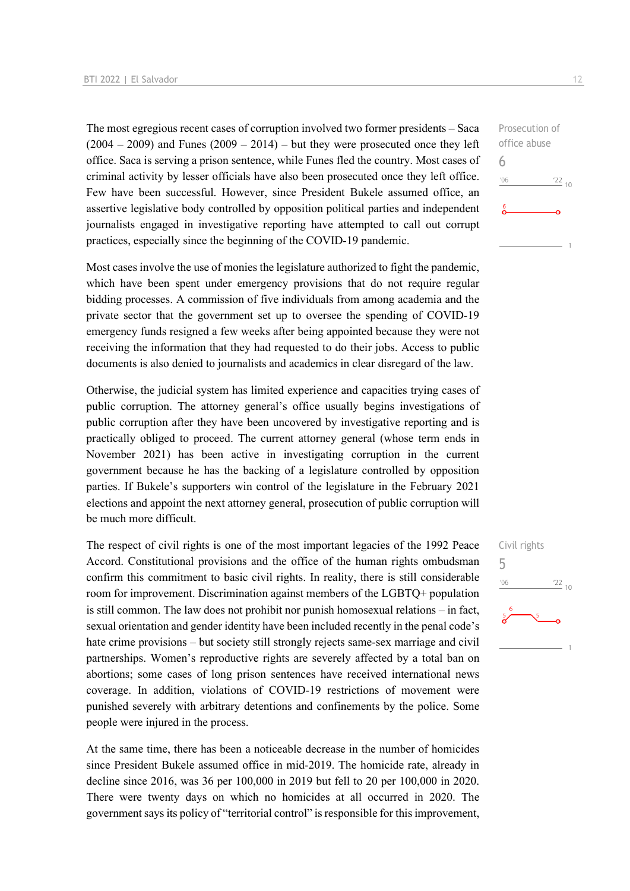The most egregious recent cases of corruption involved two former presidents – Saca (2004 – 2009) and Funes (2009 – 2014) – but they were prosecuted once they left office. Saca is serving a prison sentence, while Funes fled the country. Most cases of criminal activity by lesser officials have also been prosecuted once they left office. Few have been successful. However, since President Bukele assumed office, an assertive legislative body controlled by opposition political parties and independent journalists engaged in investigative reporting have attempted to call out corrupt practices, especially since the beginning of the COVID-19 pandemic.

Prosecution of office abuse
6

Most cases involve the use of monies the legislature authorized to fight the pandemic, which have been spent under emergency provisions that do not require regular bidding processes. A commission of five individuals from among academia and the private sector that the government set up to oversee the spending of COVID-19 emergency funds resigned a few weeks after being appointed because they were not receiving the information that they had requested to do their jobs. Access to public documents is also denied to journalists and academics in clear disregard of the law.

Otherwise, the judicial system has limited experience and capacities trying cases of public corruption. The attorney general's office usually begins investigations of public corruption after they have been uncovered by investigative reporting and is practically obliged to proceed. The current attorney general (whose term ends in November 2021) has been active in investigating corruption in the current government because he has the backing of a legislature controlled by opposition parties. If Bukele's supporters win control of the legislature in the February 2021 elections and appoint the next attorney general, prosecution of public corruption will be much more difficult.

The respect of civil rights is one of the most important legacies of the 1992 Peace Accord. Constitutional provisions and the office of the human rights ombudsman confirm this commitment to basic civil rights. In reality, there is still considerable room for improvement. Discrimination against members of the LGBTQ+ population is still common. The law does not prohibit nor punish homosexual relations – in fact, sexual orientation and gender identity have been included recently in the penal code's hate crime provisions – but society still strongly rejects same-sex marriage and civil partnerships. Women's reproductive rights are severely affected by a total ban on abortions; some cases of long prison sentences have received international news coverage. In addition, violations of COVID-19 restrictions of movement were punished severely with arbitrary detentions and confinements by the police. Some people were injured in the process.

Civil rights
5

At the same time, there has been a noticeable decrease in the number of homicides since President Bukele assumed office in mid-2019. The homicide rate, already in decline since 2016, was 36 per 100,000 in 2019 but fell to 20 per 100,000 in 2020. There were twenty days on which no homicides at all occurred in 2020. The government says its policy of "territorial control" is responsible for this improvement,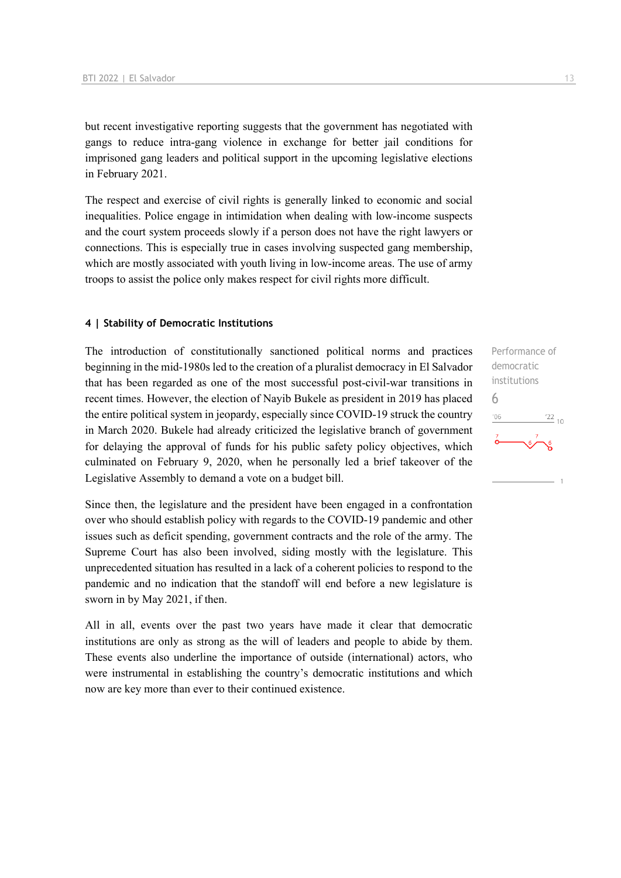but recent investigative reporting suggests that the government has negotiated with gangs to reduce intra-gang violence in exchange for better jail conditions for imprisoned gang leaders and political support in the upcoming legislative elections in February 2021.

The respect and exercise of civil rights is generally linked to economic and social inequalities. Police engage in intimidation when dealing with low-income suspects and the court system proceeds slowly if a person does not have the right lawyers or connections. This is especially true in cases involving suspected gang membership, which are mostly associated with youth living in low-income areas. The use of army troops to assist the police only makes respect for civil rights more difficult.

#### 4 | Stability of Democratic Institutions

Performance of democratic institutions
6

The introduction of constitutionally sanctioned political norms and practices beginning in the mid-1980s led to the creation of a pluralist democracy in El Salvador that has been regarded as one of the most successful post-civil-war transitions in recent times. However, the election of Nayib Bukele as president in 2019 has placed the entire political system in jeopardy, especially since COVID-19 struck the country in March 2020. Bukele had already criticized the legislative branch of government for delaying the approval of funds for his public safety policy objectives, which culminated on February 9, 2020, when he personally led a brief takeover of the Legislative Assembly to demand a vote on a budget bill.

Since then, the legislature and the president have been engaged in a confrontation over who should establish policy with regards to the COVID-19 pandemic and other issues such as deficit spending, government contracts and the role of the army. The Supreme Court has also been involved, siding mostly with the legislature. This unprecedented situation has resulted in a lack of a coherent policies to respond to the pandemic and no indication that the standoff will end before a new legislature is sworn in by May 2021, if then.

All in all, events over the past two years have made it clear that democratic institutions are only as strong as the will of leaders and people to abide by them. These events also underline the importance of outside (international) actors, who were instrumental in establishing the country's democratic institutions and which now are key more than ever to their continued existence.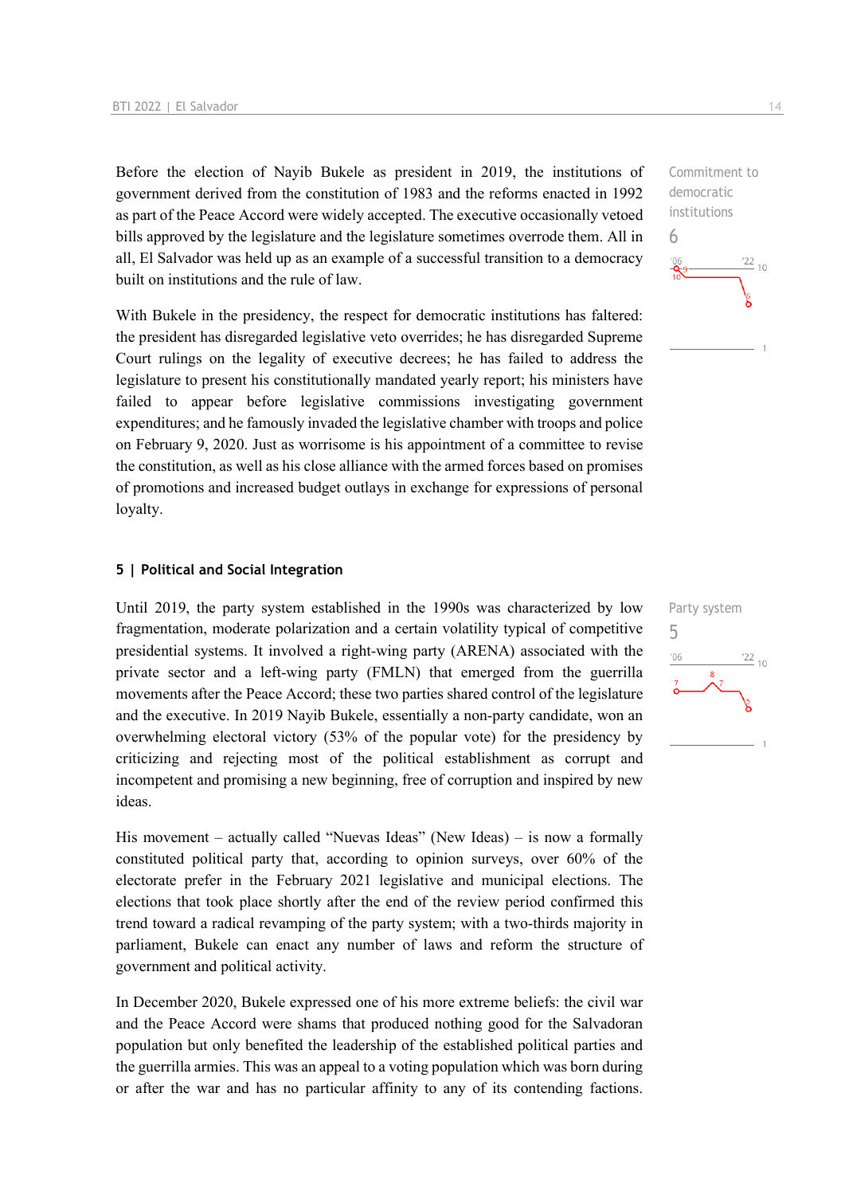Before the election of Nayib Bukele as president in 2019, the institutions of government derived from the constitution of 1983 and the reforms enacted in 1992 as part of the Peace Accord were widely accepted. The executive occasionally vetoed bills approved by the legislature and the legislature sometimes overrode them. All in all, El Salvador was held up as an example of a successful transition to a democracy built on institutions and the rule of law.

Commitment to democratic institutions
6

With Bukele in the presidency, the respect for democratic institutions has faltered: the president has disregarded legislative veto overrides; he has disregarded Supreme Court rulings on the legality of executive decrees; he has failed to address the legislature to present his constitutionally mandated yearly report; his ministers have failed to appear before legislative commissions investigating government expenditures; and he famously invaded the legislative chamber with troops and police on February 9, 2020. Just as worrisome is his appointment of a committee to revise the constitution, as well as his close alliance with the armed forces based on promises of promotions and increased budget outlays in exchange for expressions of personal loyalty.

## 5 | Political and Social Integration

Until 2019, the party system established in the 1990s was characterized by low fragmentation, moderate polarization and a certain volatility typical of competitive presidential systems. It involved a right-wing party (ARENA) associated with the private sector and a left-wing party (FMLN) that emerged from the guerrilla movements after the Peace Accord; these two parties shared control of the legislature and the executive. In 2019 Nayib Bukele, essentially a non-party candidate, won an overwhelming electoral victory (53% of the popular vote) for the presidency by criticizing and rejecting most of the political establishment as corrupt and incompetent and promising a new beginning, free of corruption and inspired by new ideas.

Party system
5

His movement – actually called "Nuevas Ideas" (New Ideas) – is now a formally constituted political party that, according to opinion surveys, over 60% of the electorate prefer in the February 2021 legislative and municipal elections. The elections that took place shortly after the end of the review period confirmed this trend toward a radical revamping of the party system; with a two-thirds majority in parliament, Bukele can enact any number of laws and reform the structure of government and political activity.

In December 2020, Bukele expressed one of his more extreme beliefs: the civil war and the Peace Accord were shams that produced nothing good for the Salvadoran population but only benefited the leadership of the established political parties and the guerrilla armies. This was an appeal to a voting population which was born during or after the war and has no particular affinity to any of its contending factions.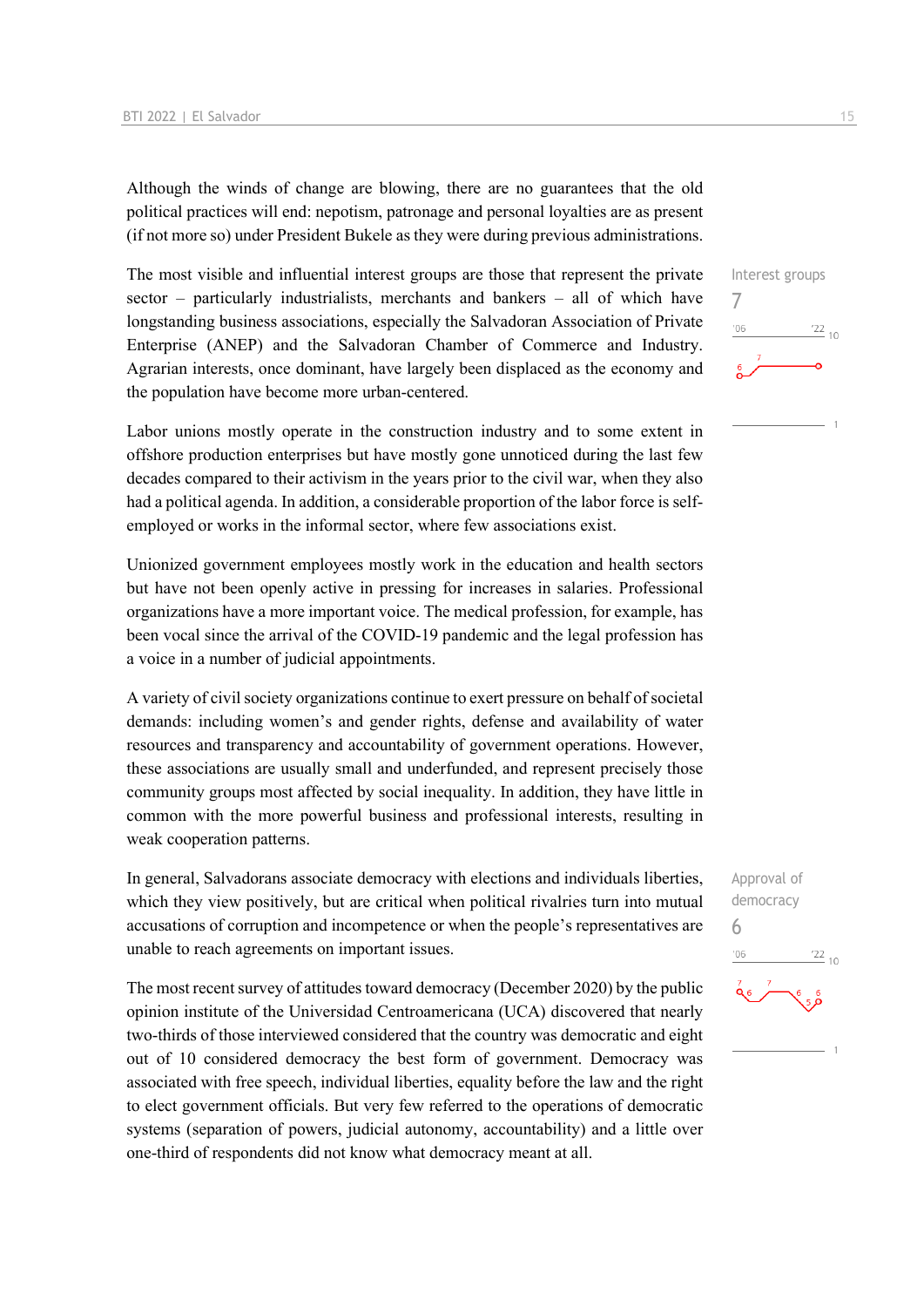Although the winds of change are blowing, there are no guarantees that the old political practices will end: nepotism, patronage and personal loyalties are as present (if not more so) under President Bukele as they were during previous administrations.

Interest groups
7

The most visible and influential interest groups are those that represent the private sector – particularly industrialists, merchants and bankers – all of which have longstanding business associations, especially the Salvadoran Association of Private Enterprise (ANEP) and the Salvadoran Chamber of Commerce and Industry. Agrarian interests, once dominant, have largely been displaced as the economy and the population have become more urban-centered.

Labor unions mostly operate in the construction industry and to some extent in offshore production enterprises but have mostly gone unnoticed during the last few decades compared to their activism in the years prior to the civil war, when they also had a political agenda. In addition, a considerable proportion of the labor force is self-employed or works in the informal sector, where few associations exist.

Unionized government employees mostly work in the education and health sectors but have not been openly active in pressing for increases in salaries. Professional organizations have a more important voice. The medical profession, for example, has been vocal since the arrival of the COVID-19 pandemic and the legal profession has a voice in a number of judicial appointments.

A variety of civil society organizations continue to exert pressure on behalf of societal demands: including women's and gender rights, defense and availability of water resources and transparency and accountability of government operations. However, these associations are usually small and underfunded, and represent precisely those community groups most affected by social inequality. In addition, they have little in common with the more powerful business and professional interests, resulting in weak cooperation patterns.

Approval of democracy
6

In general, Salvadorans associate democracy with elections and individuals liberties, which they view positively, but are critical when political rivalries turn into mutual accusations of corruption and incompetence or when the people's representatives are unable to reach agreements on important issues.

The most recent survey of attitudes toward democracy (December 2020) by the public opinion institute of the Universidad Centroamericana (UCA) discovered that nearly two-thirds of those interviewed considered that the country was democratic and eight out of 10 considered democracy the best form of government. Democracy was associated with free speech, individual liberties, equality before the law and the right to elect government officials. But very few referred to the operations of democratic systems (separation of powers, judicial autonomy, accountability) and a little over one-third of respondents did not know what democracy meant at all.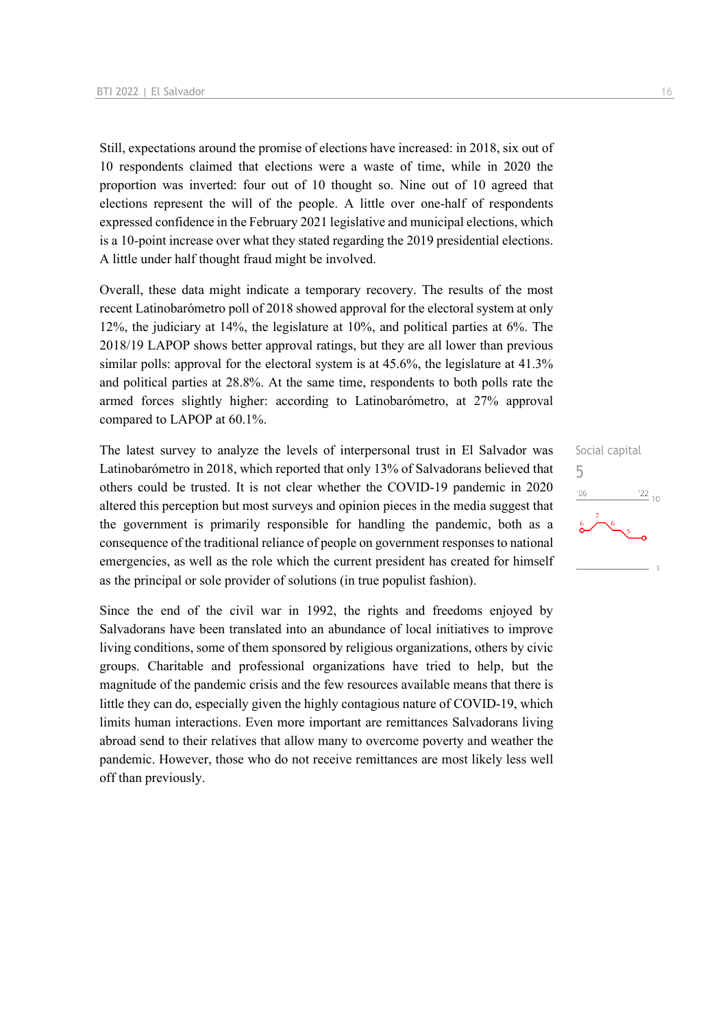Still, expectations around the promise of elections have increased: in 2018, six out of 10 respondents claimed that elections were a waste of time, while in 2020 the proportion was inverted: four out of 10 thought so. Nine out of 10 agreed that elections represent the will of the people. A little over one-half of respondents expressed confidence in the February 2021 legislative and municipal elections, which is a 10-point increase over what they stated regarding the 2019 presidential elections. A little under half thought fraud might be involved.

Overall, these data might indicate a temporary recovery. The results of the most recent Latinobarómetro poll of 2018 showed approval for the electoral system at only 12%, the judiciary at 14%, the legislature at 10%, and political parties at 6%. The 2018/19 LAPOP shows better approval ratings, but they are all lower than previous similar polls: approval for the electoral system is at 45.6%, the legislature at 41.3% and political parties at 28.8%. At the same time, respondents to both polls rate the armed forces slightly higher: according to Latinobarómetro, at 27% approval compared to LAPOP at 60.1%.

Social capital
5

The latest survey to analyze the levels of interpersonal trust in El Salvador was Latinobarómetro in 2018, which reported that only 13% of Salvadorans believed that others could be trusted. It is not clear whether the COVID-19 pandemic in 2020 altered this perception but most surveys and opinion pieces in the media suggest that the government is primarily responsible for handling the pandemic, both as a consequence of the traditional reliance of people on government responses to national emergencies, as well as the role which the current president has created for himself as the principal or sole provider of solutions (in true populist fashion).

Since the end of the civil war in 1992, the rights and freedoms enjoyed by Salvadorans have been translated into an abundance of local initiatives to improve living conditions, some of them sponsored by religious organizations, others by civic groups. Charitable and professional organizations have tried to help, but the magnitude of the pandemic crisis and the few resources available means that there is little they can do, especially given the highly contagious nature of COVID-19, which limits human interactions. Even more important are remittances Salvadorans living abroad send to their relatives that allow many to overcome poverty and weather the pandemic. However, those who do not receive remittances are most likely less well off than previously.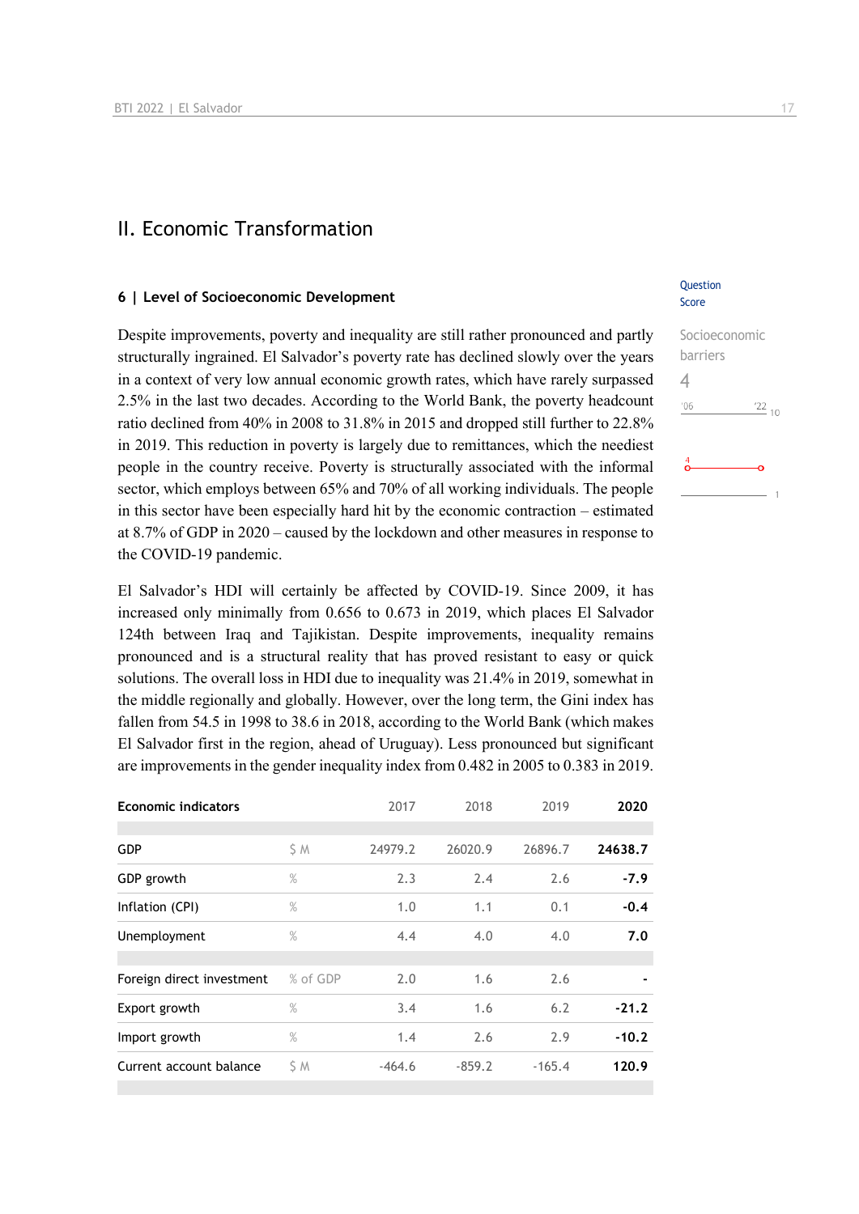## II. Economic Transformation

### 6 | Level of Socioeconomic Development

Question Score

Socioeconomic barriers

4

Despite improvements, poverty and inequality are still rather pronounced and partly structurally ingrained. El Salvador's poverty rate has declined slowly over the years in a context of very low annual economic growth rates, which have rarely surpassed 2.5% in the last two decades. According to the World Bank, the poverty headcount ratio declined from 40% in 2008 to 31.8% in 2015 and dropped still further to 22.8% in 2019. This reduction in poverty is largely due to remittances, which the neediest people in the country receive. Poverty is structurally associated with the informal sector, which employs between 65% and 70% of all working individuals. The people in this sector have been especially hard hit by the economic contraction – estimated at 8.7% of GDP in 2020 – caused by the lockdown and other measures in response to the COVID-19 pandemic.

El Salvador's HDI will certainly be affected by COVID-19. Since 2009, it has increased only minimally from 0.656 to 0.673 in 2019, which places El Salvador 124th between Iraq and Tajikistan. Despite improvements, inequality remains pronounced and is a structural reality that has proved resistant to easy or quick solutions. The overall loss in HDI due to inequality was 21.4% in 2019, somewhat in the middle regionally and globally. However, over the long term, the Gini index has fallen from 54.5 in 1998 to 38.6 in 2018, according to the World Bank (which makes El Salvador first in the region, ahead of Uruguay). Less pronounced but significant are improvements in the gender inequality index from 0.482 in 2005 to 0.383 in 2019.

| Economic indicators | | 2017 | 2018 | 2019 | 2020 |
|---|---|---|---|---|---|
| GDP | $ M | 24979.2 | 26020.9 | 26896.7 | **24638.7** |
| GDP growth | % | 2.3 | 2.4 | 2.6 | **-7.9** |
| Inflation (CPI) | % | 1.0 | 1.1 | 0.1 | **-0.4** |
| Unemployment | % | 4.4 | 4.0 | 4.0 | **7.0** |
| Foreign direct investment | % of GDP | 2.0 | 1.6 | 2.6 | **-** |
| Export growth | % | 3.4 | 1.6 | 6.2 | **-21.2** |
| Import growth | % | 1.4 | 2.6 | 2.9 | **-10.2** |
| Current account balance | $ M | -464.6 | -859.2 | -165.4 | **120.9** |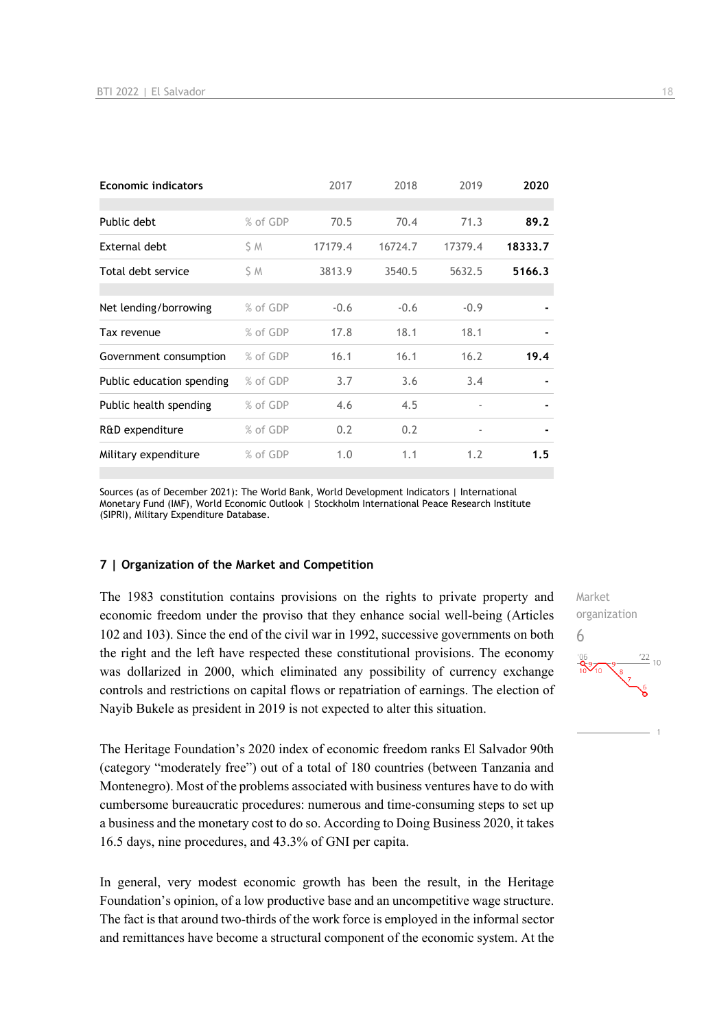| Economic indicators | | 2017 | 2018 | 2019 | 2020 |
|---|---|---|---|---|---|
| Public debt | % of GDP | 70.5 | 70.4 | 71.3 | **89.2** |
| External debt | $ M | 17179.4 | 16724.7 | 17379.4 | **18333.7** |
| Total debt service | $ M | 3813.9 | 3540.5 | 5632.5 | **5166.3** |
| | | | | | |
| Net lending/borrowing | % of GDP | -0.6 | -0.6 | -0.9 | - |
| Tax revenue | % of GDP | 17.8 | 18.1 | 18.1 | - |
| Government consumption | % of GDP | 16.1 | 16.1 | 16.2 | **19.4** |
| Public education spending | % of GDP | 3.7 | 3.6 | 3.4 | - |
| Public health spending | % of GDP | 4.6 | 4.5 | - | - |
| R&D expenditure | % of GDP | 0.2 | 0.2 | - | - |
| Military expenditure | % of GDP | 1.0 | 1.1 | 1.2 | **1.5** |

Sources (as of December 2021): The World Bank, World Development Indicators | International Monetary Fund (IMF), World Economic Outlook | Stockholm International Peace Research Institute (SIPRI), Military Expenditure Database.

## 7 | Organization of the Market and Competition

Market organization
6

The 1983 constitution contains provisions on the rights to private property and economic freedom under the proviso that they enhance social well-being (Articles 102 and 103). Since the end of the civil war in 1992, successive governments on both the right and the left have respected these constitutional provisions. The economy was dollarized in 2000, which eliminated any possibility of currency exchange controls and restrictions on capital flows or repatriation of earnings. The election of Nayib Bukele as president in 2019 is not expected to alter this situation.

The Heritage Foundation's 2020 index of economic freedom ranks El Salvador 90th (category "moderately free") out of a total of 180 countries (between Tanzania and Montenegro). Most of the problems associated with business ventures have to do with cumbersome bureaucratic procedures: numerous and time-consuming steps to set up a business and the monetary cost to do so. According to Doing Business 2020, it takes 16.5 days, nine procedures, and 43.3% of GNI per capita.

In general, very modest economic growth has been the result, in the Heritage Foundation's opinion, of a low productive base and an uncompetitive wage structure. The fact is that around two-thirds of the work force is employed in the informal sector and remittances have become a structural component of the economic system. At the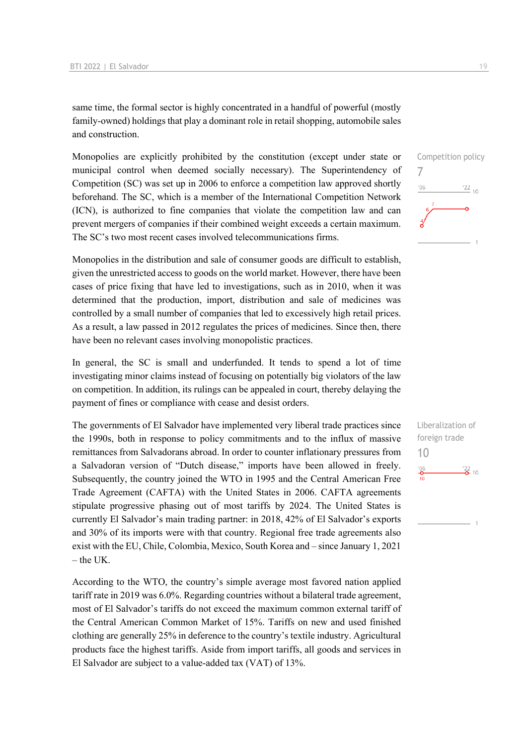same time, the formal sector is highly concentrated in a handful of powerful (mostly family-owned) holdings that play a dominant role in retail shopping, automobile sales and construction.

Competition policy

7

Monopolies are explicitly prohibited by the constitution (except under state or municipal control when deemed socially necessary). The Superintendency of Competition (SC) was set up in 2006 to enforce a competition law approved shortly beforehand. The SC, which is a member of the International Competition Network (ICN), is authorized to fine companies that violate the competition law and can prevent mergers of companies if their combined weight exceeds a certain maximum. The SC's two most recent cases involved telecommunications firms.

Monopolies in the distribution and sale of consumer goods are difficult to establish, given the unrestricted access to goods on the world market. However, there have been cases of price fixing that have led to investigations, such as in 2010, when it was determined that the production, import, distribution and sale of medicines was controlled by a small number of companies that led to excessively high retail prices. As a result, a law passed in 2012 regulates the prices of medicines. Since then, there have been no relevant cases involving monopolistic practices.

In general, the SC is small and underfunded. It tends to spend a lot of time investigating minor claims instead of focusing on potentially big violators of the law on competition. In addition, its rulings can be appealed in court, thereby delaying the payment of fines or compliance with cease and desist orders.

Liberalization of foreign trade

10

The governments of El Salvador have implemented very liberal trade practices since the 1990s, both in response to policy commitments and to the influx of massive remittances from Salvadorans abroad. In order to counter inflationary pressures from a Salvadoran version of "Dutch disease," imports have been allowed in freely. Subsequently, the country joined the WTO in 1995 and the Central American Free Trade Agreement (CAFTA) with the United States in 2006. CAFTA agreements stipulate progressive phasing out of most tariffs by 2024. The United States is currently El Salvador's main trading partner: in 2018, 42% of El Salvador's exports and 30% of its imports were with that country. Regional free trade agreements also exist with the EU, Chile, Colombia, Mexico, South Korea and – since January 1, 2021 – the UK.

According to the WTO, the country's simple average most favored nation applied tariff rate in 2019 was 6.0%. Regarding countries without a bilateral trade agreement, most of El Salvador's tariffs do not exceed the maximum common external tariff of the Central American Common Market of 15%. Tariffs on new and used finished clothing are generally 25% in deference to the country's textile industry. Agricultural products face the highest tariffs. Aside from import tariffs, all goods and services in El Salvador are subject to a value-added tax (VAT) of 13%.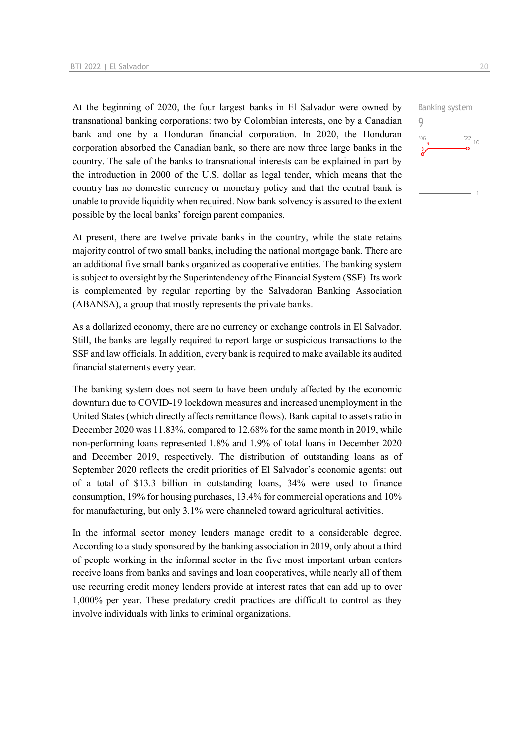At the beginning of 2020, the four largest banks in El Salvador were owned by transnational banking corporations: two by Colombian interests, one by a Canadian bank and one by a Honduran financial corporation. In 2020, the Honduran corporation absorbed the Canadian bank, so there are now three large banks in the country. The sale of the banks to transnational interests can be explained in part by the introduction in 2000 of the U.S. dollar as legal tender, which means that the country has no domestic currency or monetary policy and that the central bank is unable to provide liquidity when required. Now bank solvency is assured to the extent possible by the local banks' foreign parent companies.

Banking system
9

At present, there are twelve private banks in the country, while the state retains majority control of two small banks, including the national mortgage bank. There are an additional five small banks organized as cooperative entities. The banking system is subject to oversight by the Superintendency of the Financial System (SSF). Its work is complemented by regular reporting by the Salvadoran Banking Association (ABANSA), a group that mostly represents the private banks.

As a dollarized economy, there are no currency or exchange controls in El Salvador. Still, the banks are legally required to report large or suspicious transactions to the SSF and law officials. In addition, every bank is required to make available its audited financial statements every year.

The banking system does not seem to have been unduly affected by the economic downturn due to COVID-19 lockdown measures and increased unemployment in the United States (which directly affects remittance flows). Bank capital to assets ratio in December 2020 was 11.83%, compared to 12.68% for the same month in 2019, while non-performing loans represented 1.8% and 1.9% of total loans in December 2020 and December 2019, respectively. The distribution of outstanding loans as of September 2020 reflects the credit priorities of El Salvador's economic agents: out of a total of $13.3 billion in outstanding loans, 34% were used to finance consumption, 19% for housing purchases, 13.4% for commercial operations and 10% for manufacturing, but only 3.1% were channeled toward agricultural activities.

In the informal sector money lenders manage credit to a considerable degree. According to a study sponsored by the banking association in 2019, only about a third of people working in the informal sector in the five most important urban centers receive loans from banks and savings and loan cooperatives, while nearly all of them use recurring credit money lenders provide at interest rates that can add up to over 1,000% per year. These predatory credit practices are difficult to control as they involve individuals with links to criminal organizations.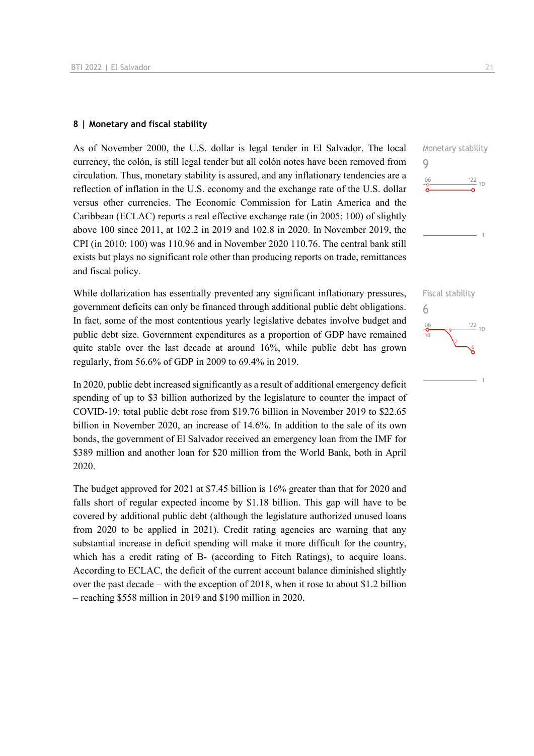### 8 | Monetary and fiscal stability

As of November 2000, the U.S. dollar is legal tender in El Salvador. The local currency, the colón, is still legal tender but all colón notes have been removed from circulation. Thus, monetary stability is assured, and any inflationary tendencies are a reflection of inflation in the U.S. economy and the exchange rate of the U.S. dollar versus other currencies. The Economic Commission for Latin America and the Caribbean (ECLAC) reports a real effective exchange rate (in 2005: 100) of slightly above 100 since 2011, at 102.2 in 2019 and 102.8 in 2020. In November 2019, the CPI (in 2010: 100) was 110.96 and in November 2020 110.76. The central bank still exists but plays no significant role other than producing reports on trade, remittances and fiscal policy.

Monetary stability
9

While dollarization has essentially prevented any significant inflationary pressures, government deficits can only be financed through additional public debt obligations. In fact, some of the most contentious yearly legislative debates involve budget and public debt size. Government expenditures as a proportion of GDP have remained quite stable over the last decade at around 16%, while public debt has grown regularly, from 56.6% of GDP in 2009 to 69.4% in 2019.

Fiscal stability
6

In 2020, public debt increased significantly as a result of additional emergency deficit spending of up to $3 billion authorized by the legislature to counter the impact of COVID-19: total public debt rose from $19.76 billion in November 2019 to $22.65 billion in November 2020, an increase of 14.6%. In addition to the sale of its own bonds, the government of El Salvador received an emergency loan from the IMF for $389 million and another loan for $20 million from the World Bank, both in April 2020.

The budget approved for 2021 at $7.45 billion is 16% greater than that for 2020 and falls short of regular expected income by $1.18 billion. This gap will have to be covered by additional public debt (although the legislature authorized unused loans from 2020 to be applied in 2021). Credit rating agencies are warning that any substantial increase in deficit spending will make it more difficult for the country, which has a credit rating of B- (according to Fitch Ratings), to acquire loans. According to ECLAC, the deficit of the current account balance diminished slightly over the past decade – with the exception of 2018, when it rose to about $1.2 billion – reaching $558 million in 2019 and $190 million in 2020.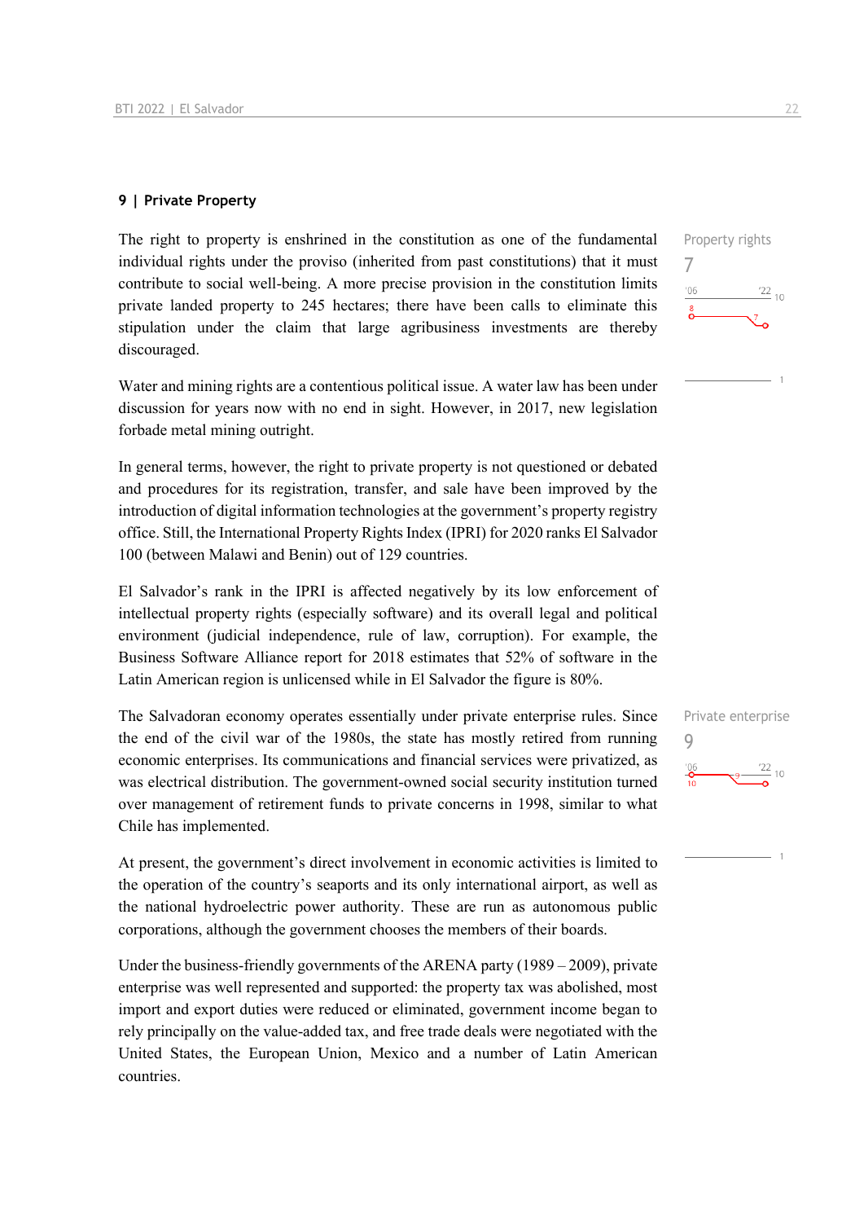## 9 | Private Property

The right to property is enshrined in the constitution as one of the fundamental individual rights under the proviso (inherited from past constitutions) that it must contribute to social well-being. A more precise provision in the constitution limits private landed property to 245 hectares; there have been calls to eliminate this stipulation under the claim that large agribusiness investments are thereby discouraged.

Property rights
7

Water and mining rights are a contentious political issue. A water law has been under discussion for years now with no end in sight. However, in 2017, new legislation forbade metal mining outright.

In general terms, however, the right to private property is not questioned or debated and procedures for its registration, transfer, and sale have been improved by the introduction of digital information technologies at the government's property registry office. Still, the International Property Rights Index (IPRI) for 2020 ranks El Salvador 100 (between Malawi and Benin) out of 129 countries.

El Salvador's rank in the IPRI is affected negatively by its low enforcement of intellectual property rights (especially software) and its overall legal and political environment (judicial independence, rule of law, corruption). For example, the Business Software Alliance report for 2018 estimates that 52% of software in the Latin American region is unlicensed while in El Salvador the figure is 80%.

The Salvadoran economy operates essentially under private enterprise rules. Since the end of the civil war of the 1980s, the state has mostly retired from running economic enterprises. Its communications and financial services were privatized, as was electrical distribution. The government-owned social security institution turned over management of retirement funds to private concerns in 1998, similar to what Chile has implemented.

Private enterprise
9

At present, the government's direct involvement in economic activities is limited to the operation of the country's seaports and its only international airport, as well as the national hydroelectric power authority. These are run as autonomous public corporations, although the government chooses the members of their boards.

Under the business-friendly governments of the ARENA party (1989 – 2009), private enterprise was well represented and supported: the property tax was abolished, most import and export duties were reduced or eliminated, government income began to rely principally on the value-added tax, and free trade deals were negotiated with the United States, the European Union, Mexico and a number of Latin American countries.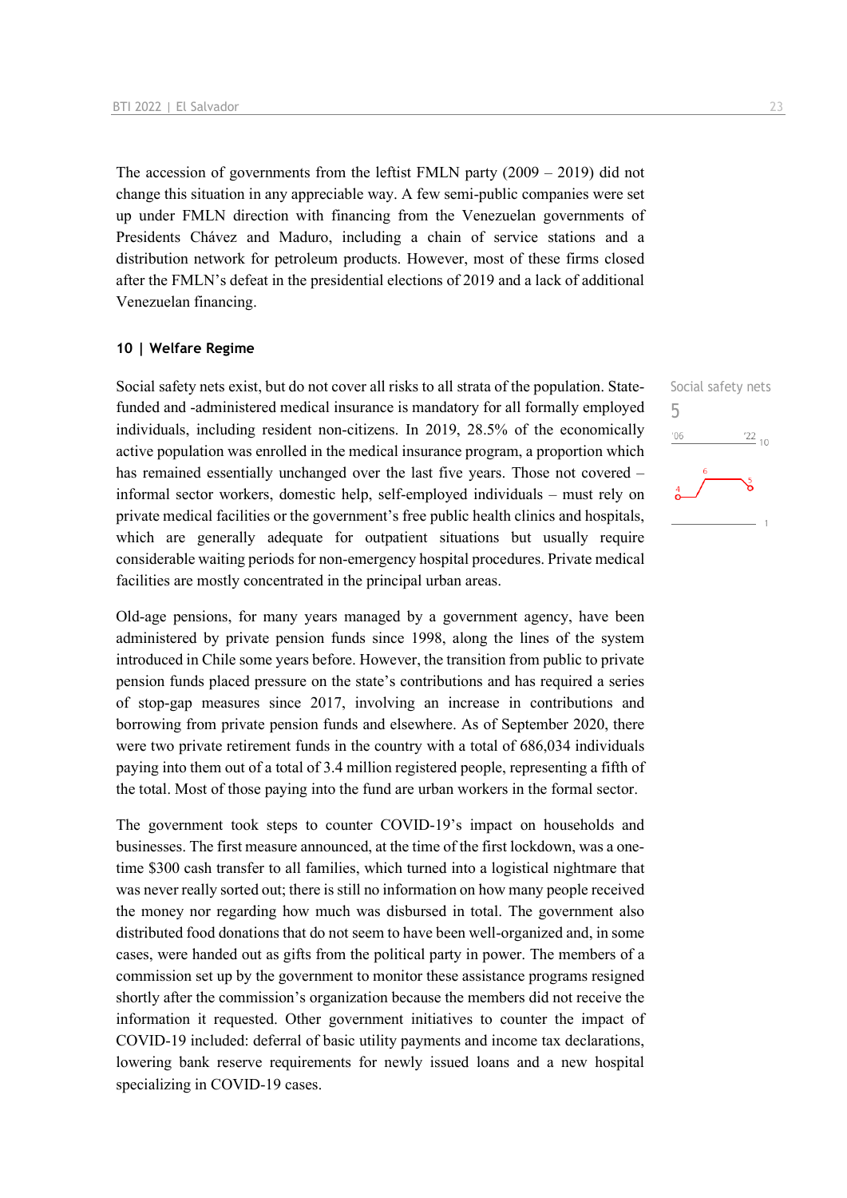The accession of governments from the leftist FMLN party (2009 – 2019) did not change this situation in any appreciable way. A few semi-public companies were set up under FMLN direction with financing from the Venezuelan governments of Presidents Chávez and Maduro, including a chain of service stations and a distribution network for petroleum products. However, most of these firms closed after the FMLN's defeat in the presidential elections of 2019 and a lack of additional Venezuelan financing.

## 10 | Welfare Regime

Social safety nets
5

Social safety nets exist, but do not cover all risks to all strata of the population. State-funded and -administered medical insurance is mandatory for all formally employed individuals, including resident non-citizens. In 2019, 28.5% of the economically active population was enrolled in the medical insurance program, a proportion which has remained essentially unchanged over the last five years. Those not covered – informal sector workers, domestic help, self-employed individuals – must rely on private medical facilities or the government's free public health clinics and hospitals, which are generally adequate for outpatient situations but usually require considerable waiting periods for non-emergency hospital procedures. Private medical facilities are mostly concentrated in the principal urban areas.

Old-age pensions, for many years managed by a government agency, have been administered by private pension funds since 1998, along the lines of the system introduced in Chile some years before. However, the transition from public to private pension funds placed pressure on the state's contributions and has required a series of stop-gap measures since 2017, involving an increase in contributions and borrowing from private pension funds and elsewhere. As of September 2020, there were two private retirement funds in the country with a total of 686,034 individuals paying into them out of a total of 3.4 million registered people, representing a fifth of the total. Most of those paying into the fund are urban workers in the formal sector.

The government took steps to counter COVID-19's impact on households and businesses. The first measure announced, at the time of the first lockdown, was a one-time $300 cash transfer to all families, which turned into a logistical nightmare that was never really sorted out; there is still no information on how many people received the money nor regarding how much was disbursed in total. The government also distributed food donations that do not seem to have been well-organized and, in some cases, were handed out as gifts from the political party in power. The members of a commission set up by the government to monitor these assistance programs resigned shortly after the commission's organization because the members did not receive the information it requested. Other government initiatives to counter the impact of COVID-19 included: deferral of basic utility payments and income tax declarations, lowering bank reserve requirements for newly issued loans and a new hospital specializing in COVID-19 cases.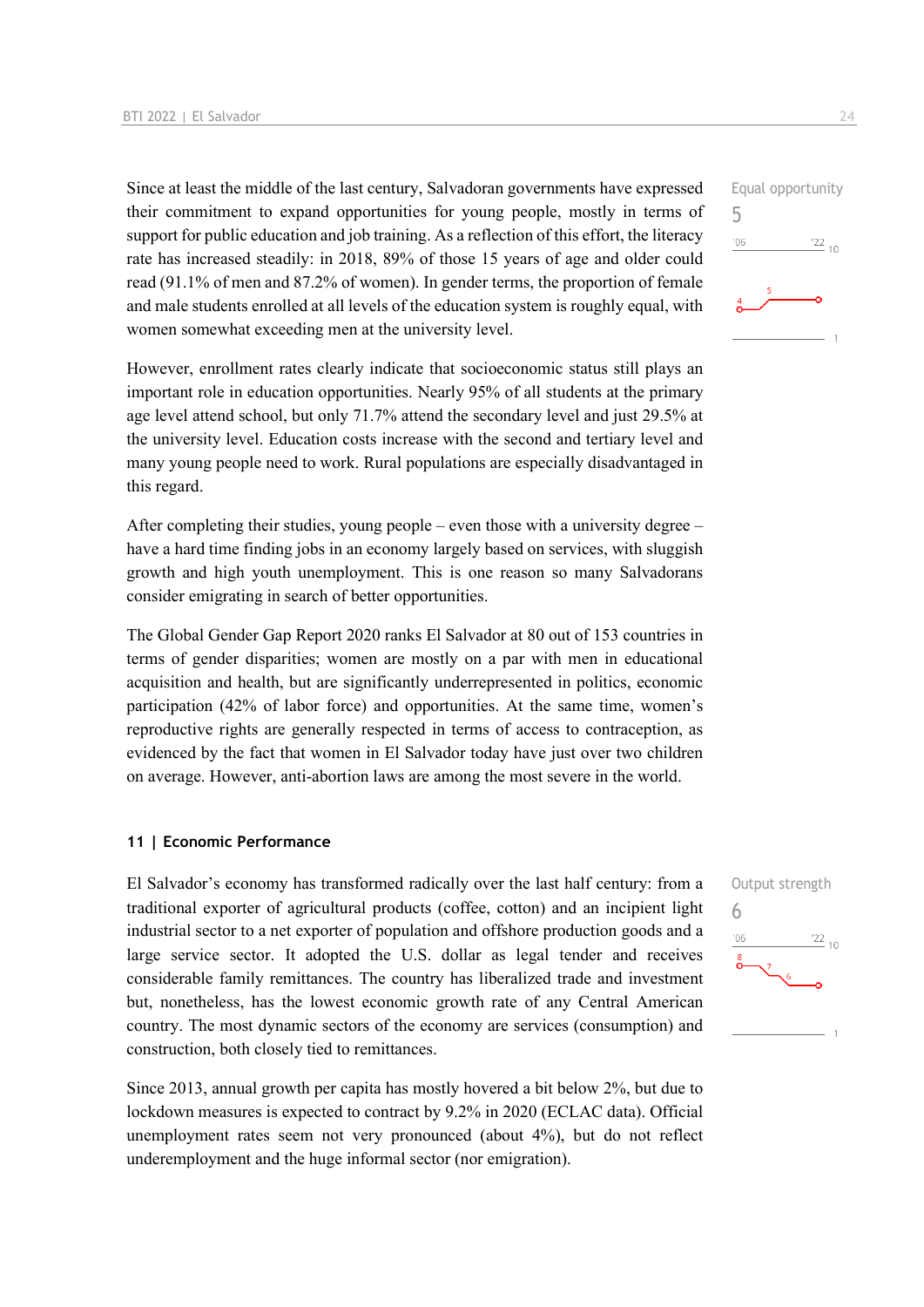Since at least the middle of the last century, Salvadoran governments have expressed their commitment to expand opportunities for young people, mostly in terms of support for public education and job training. As a reflection of this effort, the literacy rate has increased steadily: in 2018, 89% of those 15 years of age and older could read (91.1% of men and 87.2% of women). In gender terms, the proportion of female and male students enrolled at all levels of the education system is roughly equal, with women somewhat exceeding men at the university level.

Equal opportunity
5

However, enrollment rates clearly indicate that socioeconomic status still plays an important role in education opportunities. Nearly 95% of all students at the primary age level attend school, but only 71.7% attend the secondary level and just 29.5% at the university level. Education costs increase with the second and tertiary level and many young people need to work. Rural populations are especially disadvantaged in this regard.

After completing their studies, young people – even those with a university degree – have a hard time finding jobs in an economy largely based on services, with sluggish growth and high youth unemployment. This is one reason so many Salvadorans consider emigrating in search of better opportunities.

The Global Gender Gap Report 2020 ranks El Salvador at 80 out of 153 countries in terms of gender disparities; women are mostly on a par with men in educational acquisition and health, but are significantly underrepresented in politics, economic participation (42% of labor force) and opportunities. At the same time, women's reproductive rights are generally respected in terms of access to contraception, as evidenced by the fact that women in El Salvador today have just over two children on average. However, anti-abortion laws are among the most severe in the world.

## 11 | Economic Performance

El Salvador's economy has transformed radically over the last half century: from a traditional exporter of agricultural products (coffee, cotton) and an incipient light industrial sector to a net exporter of population and offshore production goods and a large service sector. It adopted the U.S. dollar as legal tender and receives considerable family remittances. The country has liberalized trade and investment but, nonetheless, has the lowest economic growth rate of any Central American country. The most dynamic sectors of the economy are services (consumption) and construction, both closely tied to remittances.

Output strength
6

Since 2013, annual growth per capita has mostly hovered a bit below 2%, but due to lockdown measures is expected to contract by 9.2% in 2020 (ECLAC data). Official unemployment rates seem not very pronounced (about 4%), but do not reflect underemployment and the huge informal sector (nor emigration).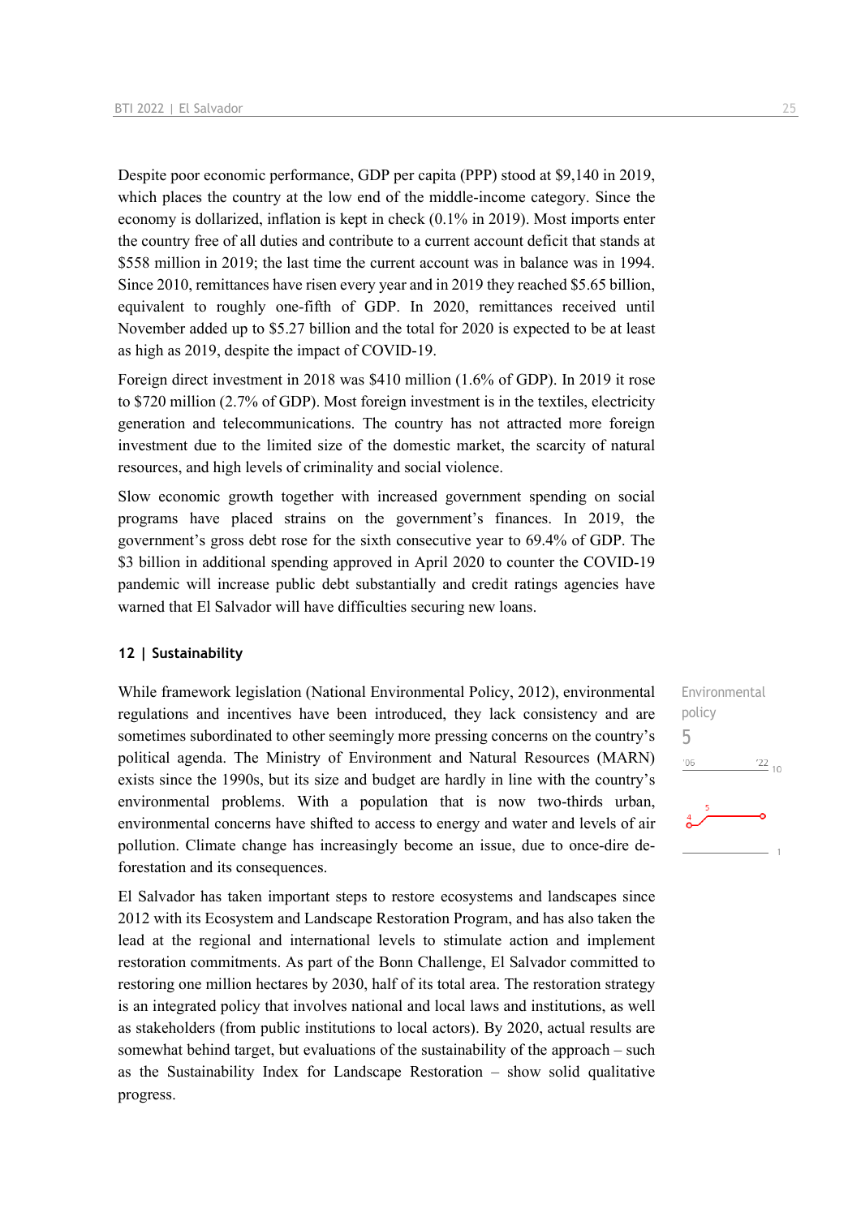Despite poor economic performance, GDP per capita (PPP) stood at $9,140 in 2019, which places the country at the low end of the middle-income category. Since the economy is dollarized, inflation is kept in check (0.1% in 2019). Most imports enter the country free of all duties and contribute to a current account deficit that stands at $558 million in 2019; the last time the current account was in balance was in 1994. Since 2010, remittances have risen every year and in 2019 they reached $5.65 billion, equivalent to roughly one-fifth of GDP. In 2020, remittances received until November added up to $5.27 billion and the total for 2020 is expected to be at least as high as 2019, despite the impact of COVID-19.

Foreign direct investment in 2018 was $410 million (1.6% of GDP). In 2019 it rose to $720 million (2.7% of GDP). Most foreign investment is in the textiles, electricity generation and telecommunications. The country has not attracted more foreign investment due to the limited size of the domestic market, the scarcity of natural resources, and high levels of criminality and social violence.

Slow economic growth together with increased government spending on social programs have placed strains on the government's finances. In 2019, the government's gross debt rose for the sixth consecutive year to 69.4% of GDP. The $3 billion in additional spending approved in April 2020 to counter the COVID-19 pandemic will increase public debt substantially and credit ratings agencies have warned that El Salvador will have difficulties securing new loans.

## 12 | Sustainability

Environmental policy
5

While framework legislation (National Environmental Policy, 2012), environmental regulations and incentives have been introduced, they lack consistency and are sometimes subordinated to other seemingly more pressing concerns on the country's political agenda. The Ministry of Environment and Natural Resources (MARN) exists since the 1990s, but its size and budget are hardly in line with the country's environmental problems. With a population that is now two-thirds urban, environmental concerns have shifted to access to energy and water and levels of air pollution. Climate change has increasingly become an issue, due to once-dire deforestation and its consequences.

El Salvador has taken important steps to restore ecosystems and landscapes since 2012 with its Ecosystem and Landscape Restoration Program, and has also taken the lead at the regional and international levels to stimulate action and implement restoration commitments. As part of the Bonn Challenge, El Salvador committed to restoring one million hectares by 2030, half of its total area. The restoration strategy is an integrated policy that involves national and local laws and institutions, as well as stakeholders (from public institutions to local actors). By 2020, actual results are somewhat behind target, but evaluations of the sustainability of the approach – such as the Sustainability Index for Landscape Restoration – show solid qualitative progress.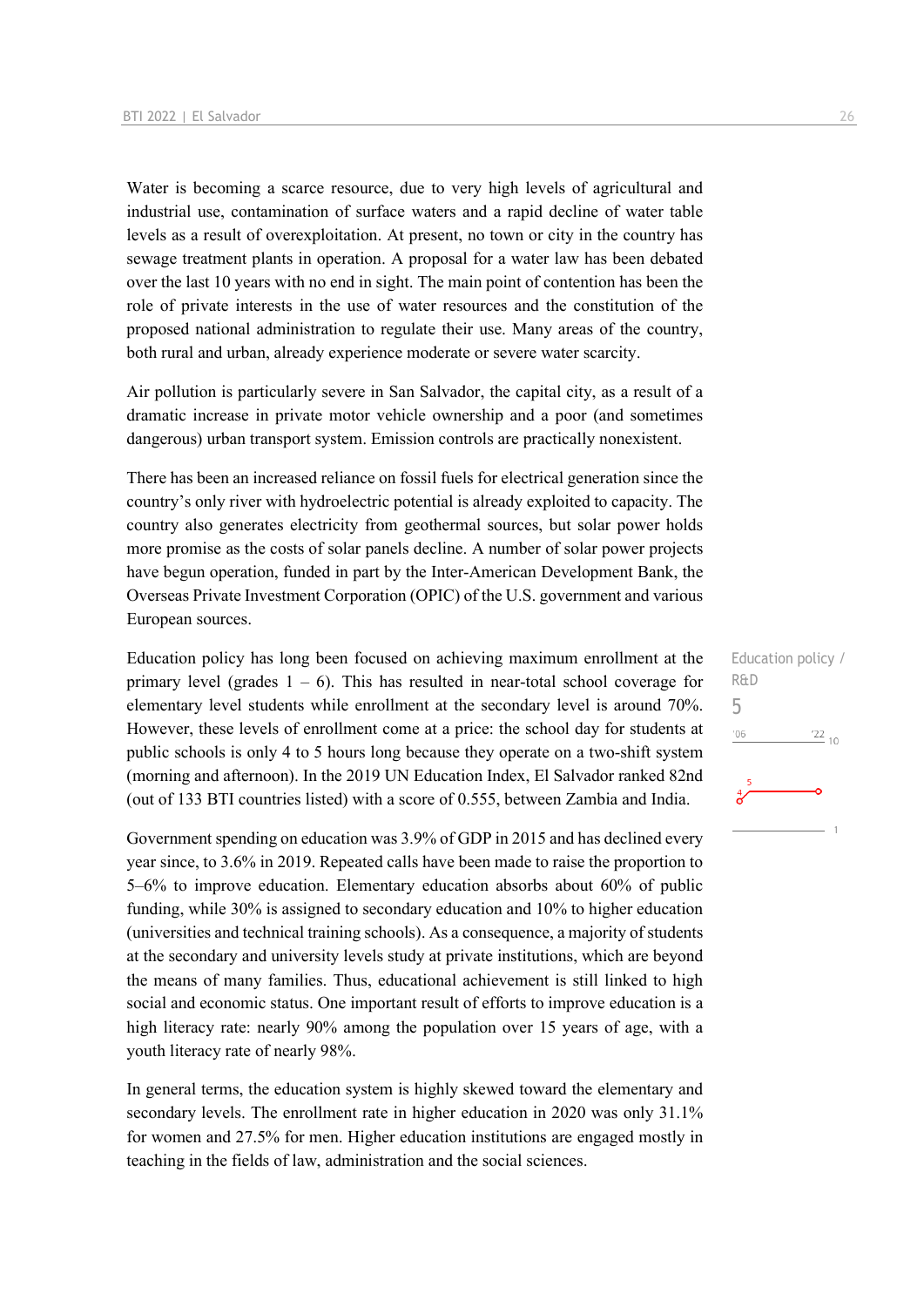Water is becoming a scarce resource, due to very high levels of agricultural and industrial use, contamination of surface waters and a rapid decline of water table levels as a result of overexploitation. At present, no town or city in the country has sewage treatment plants in operation. A proposal for a water law has been debated over the last 10 years with no end in sight. The main point of contention has been the role of private interests in the use of water resources and the constitution of the proposed national administration to regulate their use. Many areas of the country, both rural and urban, already experience moderate or severe water scarcity.

Air pollution is particularly severe in San Salvador, the capital city, as a result of a dramatic increase in private motor vehicle ownership and a poor (and sometimes dangerous) urban transport system. Emission controls are practically nonexistent.

There has been an increased reliance on fossil fuels for electrical generation since the country's only river with hydroelectric potential is already exploited to capacity. The country also generates electricity from geothermal sources, but solar power holds more promise as the costs of solar panels decline. A number of solar power projects have begun operation, funded in part by the Inter-American Development Bank, the Overseas Private Investment Corporation (OPIC) of the U.S. government and various European sources.

Education policy / R&D

5

Education policy has long been focused on achieving maximum enrollment at the primary level (grades 1 – 6). This has resulted in near-total school coverage for elementary level students while enrollment at the secondary level is around 70%. However, these levels of enrollment come at a price: the school day for students at public schools is only 4 to 5 hours long because they operate on a two-shift system (morning and afternoon). In the 2019 UN Education Index, El Salvador ranked 82nd (out of 133 BTI countries listed) with a score of 0.555, between Zambia and India.

Government spending on education was 3.9% of GDP in 2015 and has declined every year since, to 3.6% in 2019. Repeated calls have been made to raise the proportion to 5–6% to improve education. Elementary education absorbs about 60% of public funding, while 30% is assigned to secondary education and 10% to higher education (universities and technical training schools). As a consequence, a majority of students at the secondary and university levels study at private institutions, which are beyond the means of many families. Thus, educational achievement is still linked to high social and economic status. One important result of efforts to improve education is a high literacy rate: nearly 90% among the population over 15 years of age, with a youth literacy rate of nearly 98%.

In general terms, the education system is highly skewed toward the elementary and secondary levels. The enrollment rate in higher education in 2020 was only 31.1% for women and 27.5% for men. Higher education institutions are engaged mostly in teaching in the fields of law, administration and the social sciences.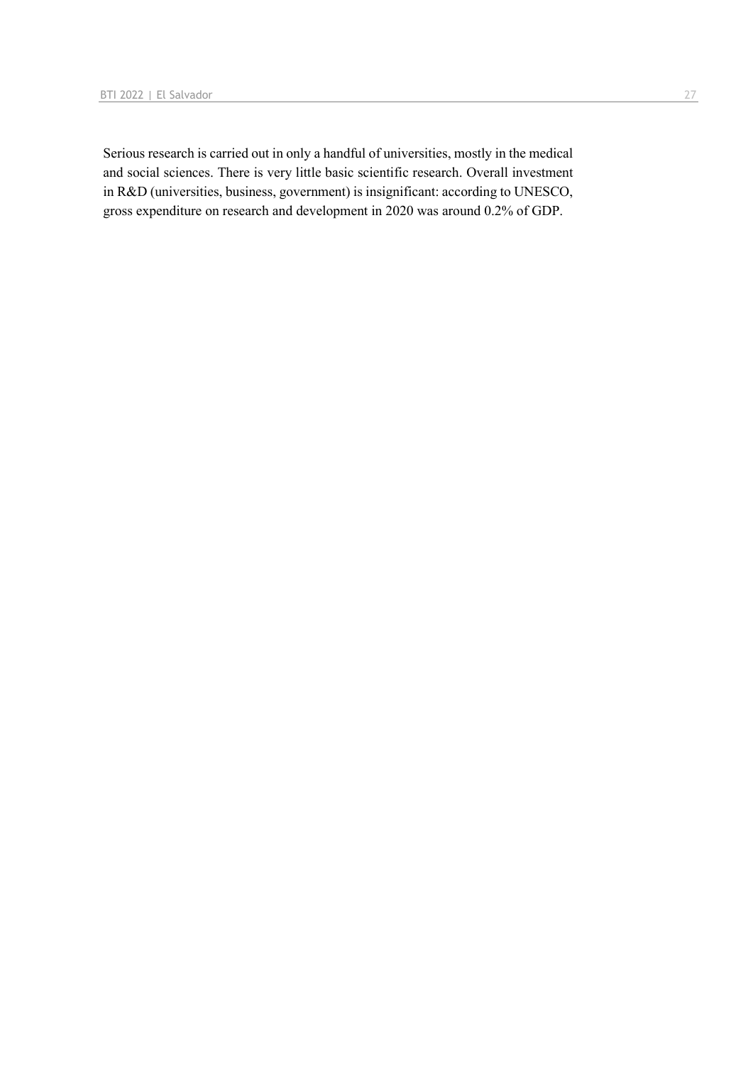Serious research is carried out in only a handful of universities, mostly in the medical and social sciences. There is very little basic scientific research. Overall investment in R&D (universities, business, government) is insignificant: according to UNESCO, gross expenditure on research and development in 2020 was around 0.2% of GDP.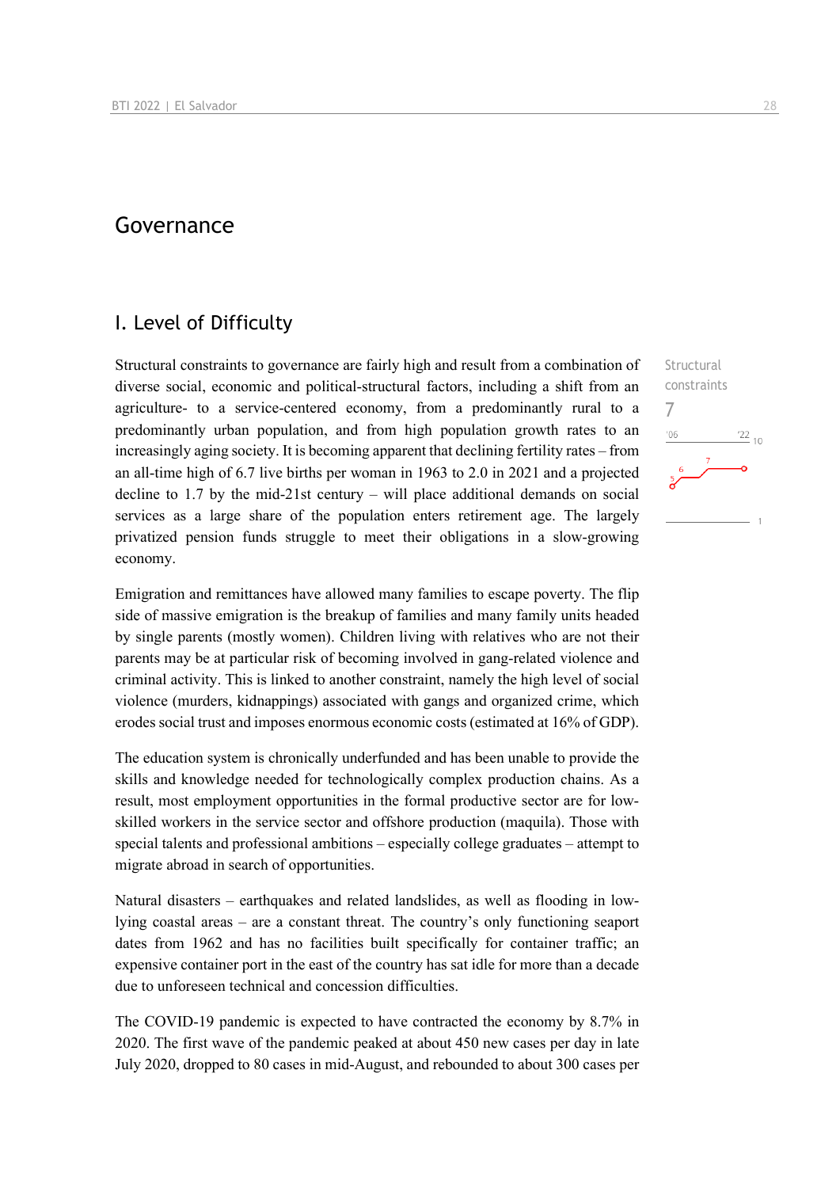# Governance

## I. Level of Difficulty

Structural constraints to governance are fairly high and result from a combination of diverse social, economic and political-structural factors, including a shift from an agriculture- to a service-centered economy, from a predominantly rural to a predominantly urban population, and from high population growth rates to an increasingly aging society. It is becoming apparent that declining fertility rates – from an all-time high of 6.7 live births per woman in 1963 to 2.0 in 2021 and a projected decline to 1.7 by the mid-21st century – will place additional demands on social services as a large share of the population enters retirement age. The largely privatized pension funds struggle to meet their obligations in a slow-growing economy.

Structural constraints
7

Emigration and remittances have allowed many families to escape poverty. The flip side of massive emigration is the breakup of families and many family units headed by single parents (mostly women). Children living with relatives who are not their parents may be at particular risk of becoming involved in gang-related violence and criminal activity. This is linked to another constraint, namely the high level of social violence (murders, kidnappings) associated with gangs and organized crime, which erodes social trust and imposes enormous economic costs (estimated at 16% of GDP).

The education system is chronically underfunded and has been unable to provide the skills and knowledge needed for technologically complex production chains. As a result, most employment opportunities in the formal productive sector are for low-skilled workers in the service sector and offshore production (maquila). Those with special talents and professional ambitions – especially college graduates – attempt to migrate abroad in search of opportunities.

Natural disasters – earthquakes and related landslides, as well as flooding in low-lying coastal areas – are a constant threat. The country's only functioning seaport dates from 1962 and has no facilities built specifically for container traffic; an expensive container port in the east of the country has sat idle for more than a decade due to unforeseen technical and concession difficulties.

The COVID-19 pandemic is expected to have contracted the economy by 8.7% in 2020. The first wave of the pandemic peaked at about 450 new cases per day in late July 2020, dropped to 80 cases in mid-August, and rebounded to about 300 cases per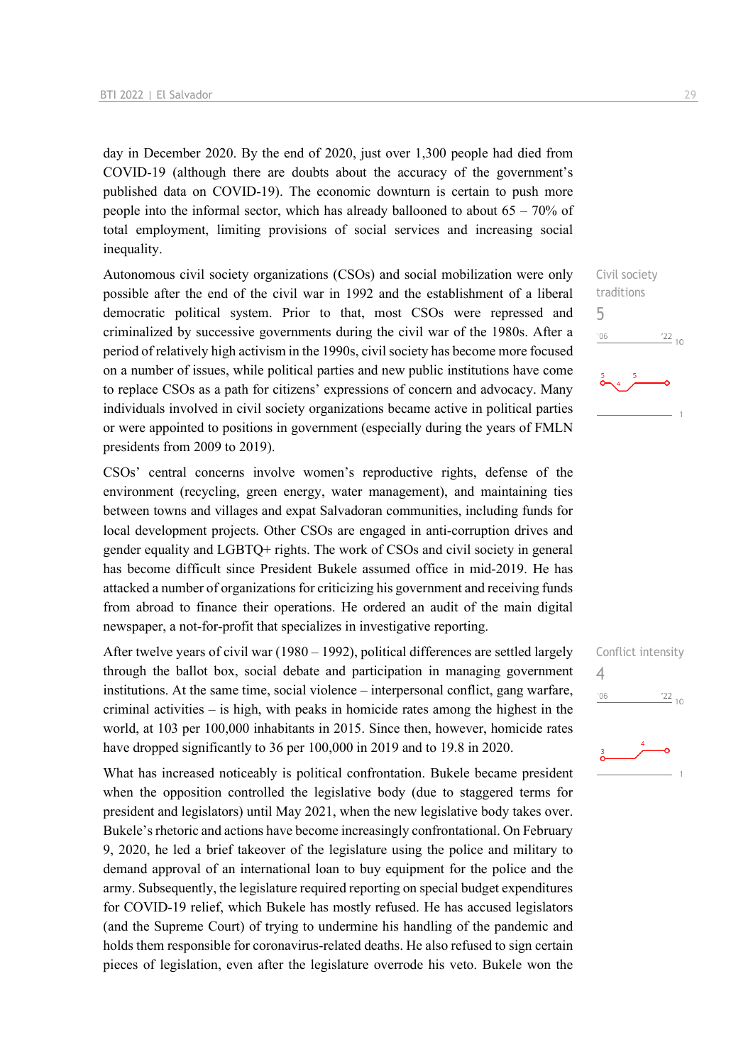day in December 2020. By the end of 2020, just over 1,300 people had died from COVID-19 (although there are doubts about the accuracy of the government's published data on COVID-19). The economic downturn is certain to push more people into the informal sector, which has already ballooned to about 65 – 70% of total employment, limiting provisions of social services and increasing social inequality.

Civil society traditions

5

Autonomous civil society organizations (CSOs) and social mobilization were only possible after the end of the civil war in 1992 and the establishment of a liberal democratic political system. Prior to that, most CSOs were repressed and criminalized by successive governments during the civil war of the 1980s. After a period of relatively high activism in the 1990s, civil society has become more focused on a number of issues, while political parties and new public institutions have come to replace CSOs as a path for citizens' expressions of concern and advocacy. Many individuals involved in civil society organizations became active in political parties or were appointed to positions in government (especially during the years of FMLN presidents from 2009 to 2019).

CSOs' central concerns involve women's reproductive rights, defense of the environment (recycling, green energy, water management), and maintaining ties between towns and villages and expat Salvadoran communities, including funds for local development projects. Other CSOs are engaged in anti-corruption drives and gender equality and LGBTQ+ rights. The work of CSOs and civil society in general has become difficult since President Bukele assumed office in mid-2019. He has attacked a number of organizations for criticizing his government and receiving funds from abroad to finance their operations. He ordered an audit of the main digital newspaper, a not-for-profit that specializes in investigative reporting.

Conflict intensity

4

After twelve years of civil war (1980 – 1992), political differences are settled largely through the ballot box, social debate and participation in managing government institutions. At the same time, social violence – interpersonal conflict, gang warfare, criminal activities – is high, with peaks in homicide rates among the highest in the world, at 103 per 100,000 inhabitants in 2015. Since then, however, homicide rates have dropped significantly to 36 per 100,000 in 2019 and to 19.8 in 2020.

What has increased noticeably is political confrontation. Bukele became president when the opposition controlled the legislative body (due to staggered terms for president and legislators) until May 2021, when the new legislative body takes over. Bukele's rhetoric and actions have become increasingly confrontational. On February 9, 2020, he led a brief takeover of the legislature using the police and military to demand approval of an international loan to buy equipment for the police and the army. Subsequently, the legislature required reporting on special budget expenditures for COVID-19 relief, which Bukele has mostly refused. He has accused legislators (and the Supreme Court) of trying to undermine his handling of the pandemic and holds them responsible for coronavirus-related deaths. He also refused to sign certain pieces of legislation, even after the legislature overrode his veto. Bukele won the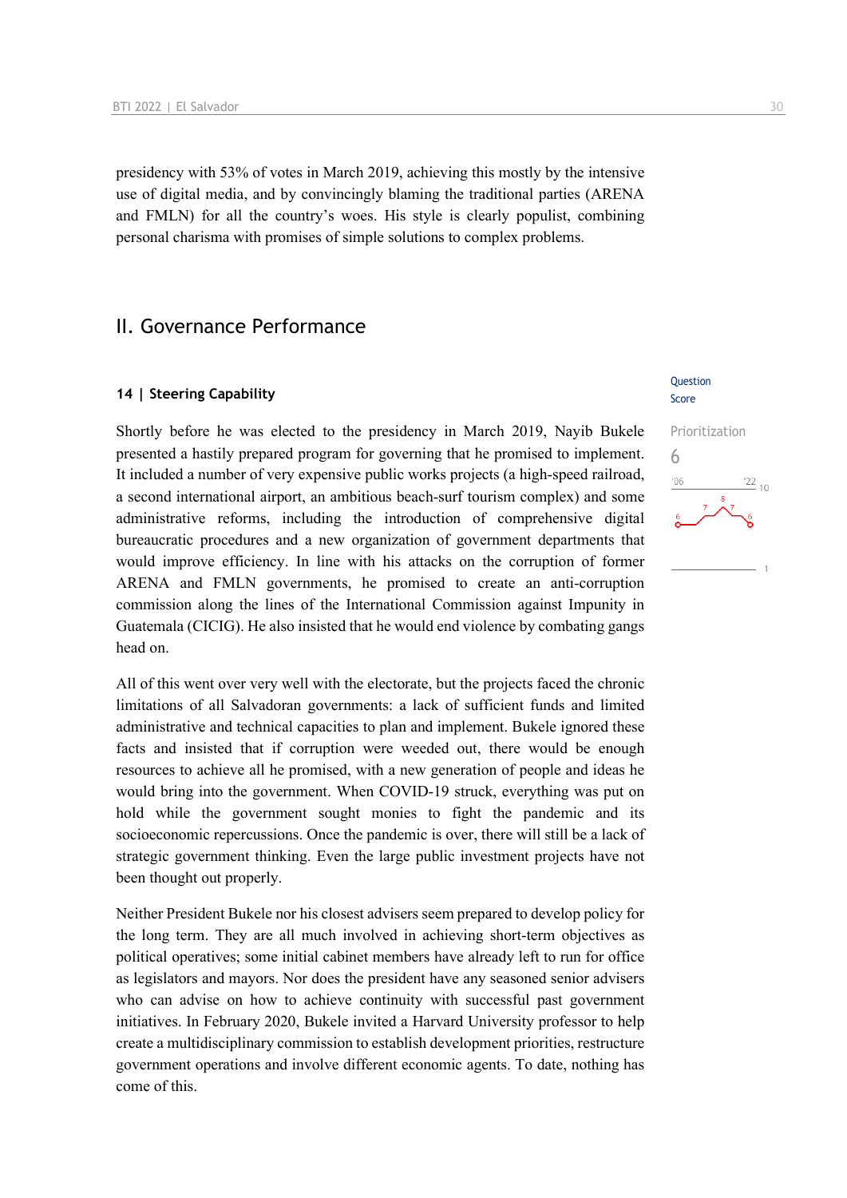presidency with 53% of votes in March 2019, achieving this mostly by the intensive use of digital media, and by convincingly blaming the traditional parties (ARENA and FMLN) for all the country's woes. His style is clearly populist, combining personal charisma with promises of simple solutions to complex problems.

## II. Governance Performance

### 14 | Steering Capability

Question Score

Prioritization

6

Shortly before he was elected to the presidency in March 2019, Nayib Bukele presented a hastily prepared program for governing that he promised to implement. It included a number of very expensive public works projects (a high-speed railroad, a second international airport, an ambitious beach-surf tourism complex) and some administrative reforms, including the introduction of comprehensive digital bureaucratic procedures and a new organization of government departments that would improve efficiency. In line with his attacks on the corruption of former ARENA and FMLN governments, he promised to create an anti-corruption commission along the lines of the International Commission against Impunity in Guatemala (CICIG). He also insisted that he would end violence by combating gangs head on.

All of this went over very well with the electorate, but the projects faced the chronic limitations of all Salvadoran governments: a lack of sufficient funds and limited administrative and technical capacities to plan and implement. Bukele ignored these facts and insisted that if corruption were weeded out, there would be enough resources to achieve all he promised, with a new generation of people and ideas he would bring into the government. When COVID-19 struck, everything was put on hold while the government sought monies to fight the pandemic and its socioeconomic repercussions. Once the pandemic is over, there will still be a lack of strategic government thinking. Even the large public investment projects have not been thought out properly.

Neither President Bukele nor his closest advisers seem prepared to develop policy for the long term. They are all much involved in achieving short-term objectives as political operatives; some initial cabinet members have already left to run for office as legislators and mayors. Nor does the president have any seasoned senior advisers who can advise on how to achieve continuity with successful past government initiatives. In February 2020, Bukele invited a Harvard University professor to help create a multidisciplinary commission to establish development priorities, restructure government operations and involve different economic agents. To date, nothing has come of this.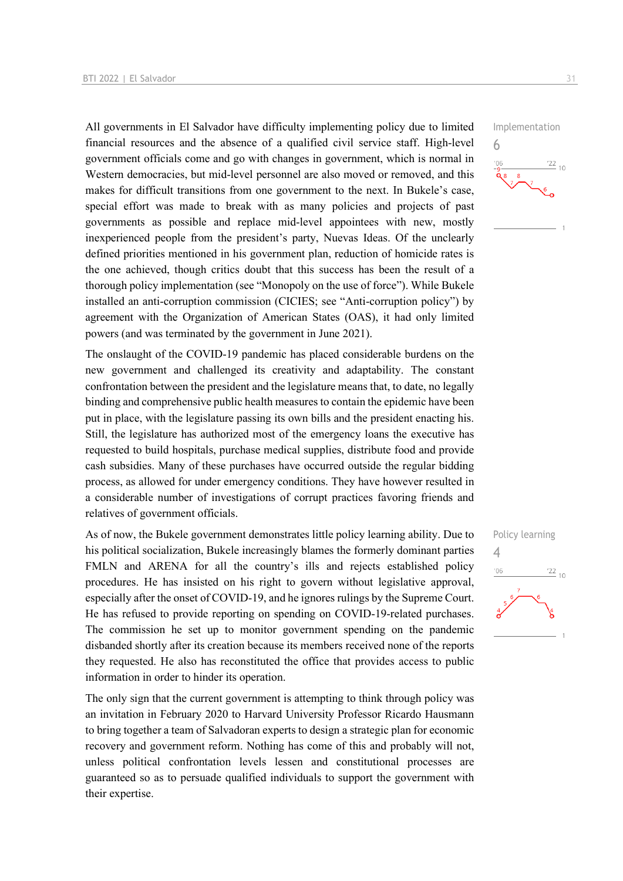All governments in El Salvador have difficulty implementing policy due to limited financial resources and the absence of a qualified civil service staff. High-level government officials come and go with changes in government, which is normal in Western democracies, but mid-level personnel are also moved or removed, and this makes for difficult transitions from one government to the next. In Bukele's case, special effort was made to break with as many policies and projects of past governments as possible and replace mid-level appointees with new, mostly inexperienced people from the president's party, Nuevas Ideas. Of the unclearly defined priorities mentioned in his government plan, reduction of homicide rates is the one achieved, though critics doubt that this success has been the result of a thorough policy implementation (see "Monopoly on the use of force"). While Bukele installed an anti-corruption commission (CICIES; see "Anti-corruption policy") by agreement with the Organization of American States (OAS), it had only limited powers (and was terminated by the government in June 2021).

Implementation
6

The onslaught of the COVID-19 pandemic has placed considerable burdens on the new government and challenged its creativity and adaptability. The constant confrontation between the president and the legislature means that, to date, no legally binding and comprehensive public health measures to contain the epidemic have been put in place, with the legislature passing its own bills and the president enacting his. Still, the legislature has authorized most of the emergency loans the executive has requested to build hospitals, purchase medical supplies, distribute food and provide cash subsidies. Many of these purchases have occurred outside the regular bidding process, as allowed for under emergency conditions. They have however resulted in a considerable number of investigations of corrupt practices favoring friends and relatives of government officials.

As of now, the Bukele government demonstrates little policy learning ability. Due to his political socialization, Bukele increasingly blames the formerly dominant parties FMLN and ARENA for all the country's ills and rejects established policy procedures. He has insisted on his right to govern without legislative approval, especially after the onset of COVID-19, and he ignores rulings by the Supreme Court. He has refused to provide reporting on spending on COVID-19-related purchases. The commission he set up to monitor government spending on the pandemic disbanded shortly after its creation because its members received none of the reports they requested. He also has reconstituted the office that provides access to public information in order to hinder its operation.

Policy learning
4

The only sign that the current government is attempting to think through policy was an invitation in February 2020 to Harvard University Professor Ricardo Hausmann to bring together a team of Salvadoran experts to design a strategic plan for economic recovery and government reform. Nothing has come of this and probably will not, unless political confrontation levels lessen and constitutional processes are guaranteed so as to persuade qualified individuals to support the government with their expertise.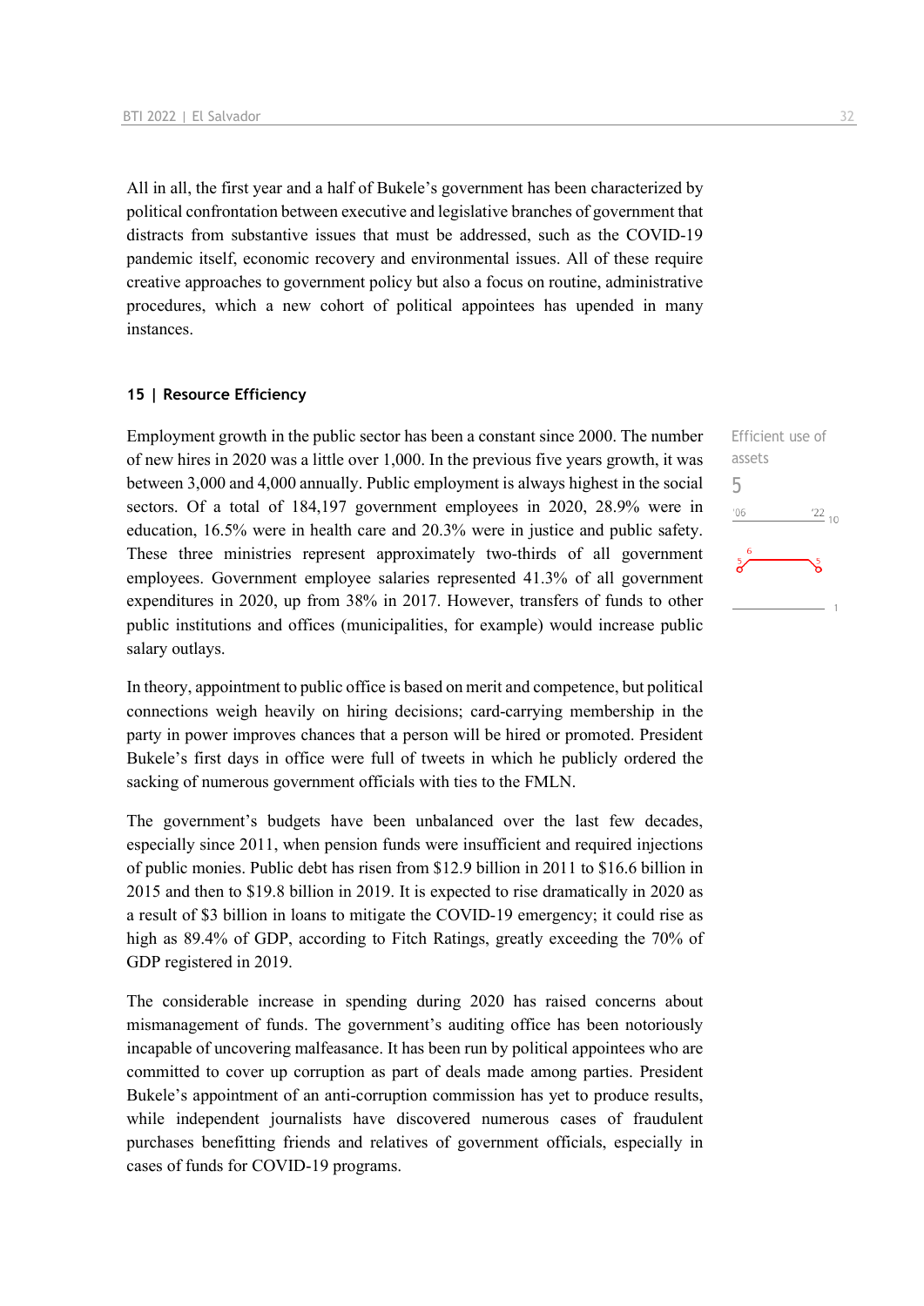All in all, the first year and a half of Bukele's government has been characterized by political confrontation between executive and legislative branches of government that distracts from substantive issues that must be addressed, such as the COVID-19 pandemic itself, economic recovery and environmental issues. All of these require creative approaches to government policy but also a focus on routine, administrative procedures, which a new cohort of political appointees has upended in many instances.

## 15 | Resource Efficiency

Efficient use of assets

5

Employment growth in the public sector has been a constant since 2000. The number of new hires in 2020 was a little over 1,000. In the previous five years growth, it was between 3,000 and 4,000 annually. Public employment is always highest in the social sectors. Of a total of 184,197 government employees in 2020, 28.9% were in education, 16.5% were in health care and 20.3% were in justice and public safety. These three ministries represent approximately two-thirds of all government employees. Government employee salaries represented 41.3% of all government expenditures in 2020, up from 38% in 2017. However, transfers of funds to other public institutions and offices (municipalities, for example) would increase public salary outlays.

In theory, appointment to public office is based on merit and competence, but political connections weigh heavily on hiring decisions; card-carrying membership in the party in power improves chances that a person will be hired or promoted. President Bukele's first days in office were full of tweets in which he publicly ordered the sacking of numerous government officials with ties to the FMLN.

The government's budgets have been unbalanced over the last few decades, especially since 2011, when pension funds were insufficient and required injections of public monies. Public debt has risen from $12.9 billion in 2011 to $16.6 billion in 2015 and then to $19.8 billion in 2019. It is expected to rise dramatically in 2020 as a result of $3 billion in loans to mitigate the COVID-19 emergency; it could rise as high as 89.4% of GDP, according to Fitch Ratings, greatly exceeding the 70% of GDP registered in 2019.

The considerable increase in spending during 2020 has raised concerns about mismanagement of funds. The government's auditing office has been notoriously incapable of uncovering malfeasance. It has been run by political appointees who are committed to cover up corruption as part of deals made among parties. President Bukele's appointment of an anti-corruption commission has yet to produce results, while independent journalists have discovered numerous cases of fraudulent purchases benefitting friends and relatives of government officials, especially in cases of funds for COVID-19 programs.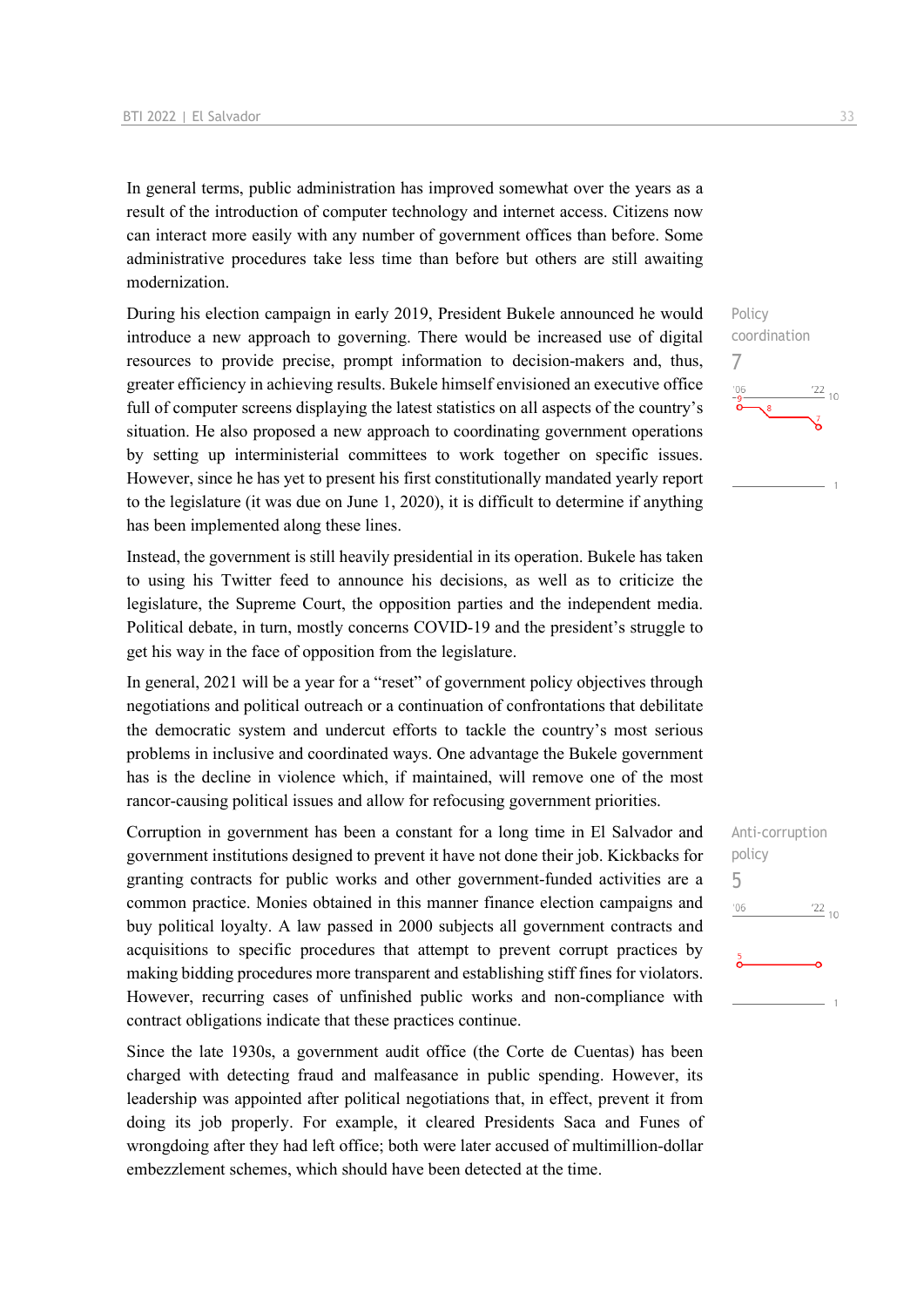In general terms, public administration has improved somewhat over the years as a result of the introduction of computer technology and internet access. Citizens now can interact more easily with any number of government offices than before. Some administrative procedures take less time than before but others are still awaiting modernization.

Policy coordination
7

During his election campaign in early 2019, President Bukele announced he would introduce a new approach to governing. There would be increased use of digital resources to provide precise, prompt information to decision-makers and, thus, greater efficiency in achieving results. Bukele himself envisioned an executive office full of computer screens displaying the latest statistics on all aspects of the country's situation. He also proposed a new approach to coordinating government operations by setting up interministerial committees to work together on specific issues. However, since he has yet to present his first constitutionally mandated yearly report to the legislature (it was due on June 1, 2020), it is difficult to determine if anything has been implemented along these lines.

Instead, the government is still heavily presidential in its operation. Bukele has taken to using his Twitter feed to announce his decisions, as well as to criticize the legislature, the Supreme Court, the opposition parties and the independent media. Political debate, in turn, mostly concerns COVID-19 and the president's struggle to get his way in the face of opposition from the legislature.

In general, 2021 will be a year for a "reset" of government policy objectives through negotiations and political outreach or a continuation of confrontations that debilitate the democratic system and undercut efforts to tackle the country's most serious problems in inclusive and coordinated ways. One advantage the Bukele government has is the decline in violence which, if maintained, will remove one of the most rancor-causing political issues and allow for refocusing government priorities.

Anti-corruption policy
5

Corruption in government has been a constant for a long time in El Salvador and government institutions designed to prevent it have not done their job. Kickbacks for granting contracts for public works and other government-funded activities are a common practice. Monies obtained in this manner finance election campaigns and buy political loyalty. A law passed in 2000 subjects all government contracts and acquisitions to specific procedures that attempt to prevent corrupt practices by making bidding procedures more transparent and establishing stiff fines for violators. However, recurring cases of unfinished public works and non-compliance with contract obligations indicate that these practices continue.

Since the late 1930s, a government audit office (the Corte de Cuentas) has been charged with detecting fraud and malfeasance in public spending. However, its leadership was appointed after political negotiations that, in effect, prevent it from doing its job properly. For example, it cleared Presidents Saca and Funes of wrongdoing after they had left office; both were later accused of multimillion-dollar embezzlement schemes, which should have been detected at the time.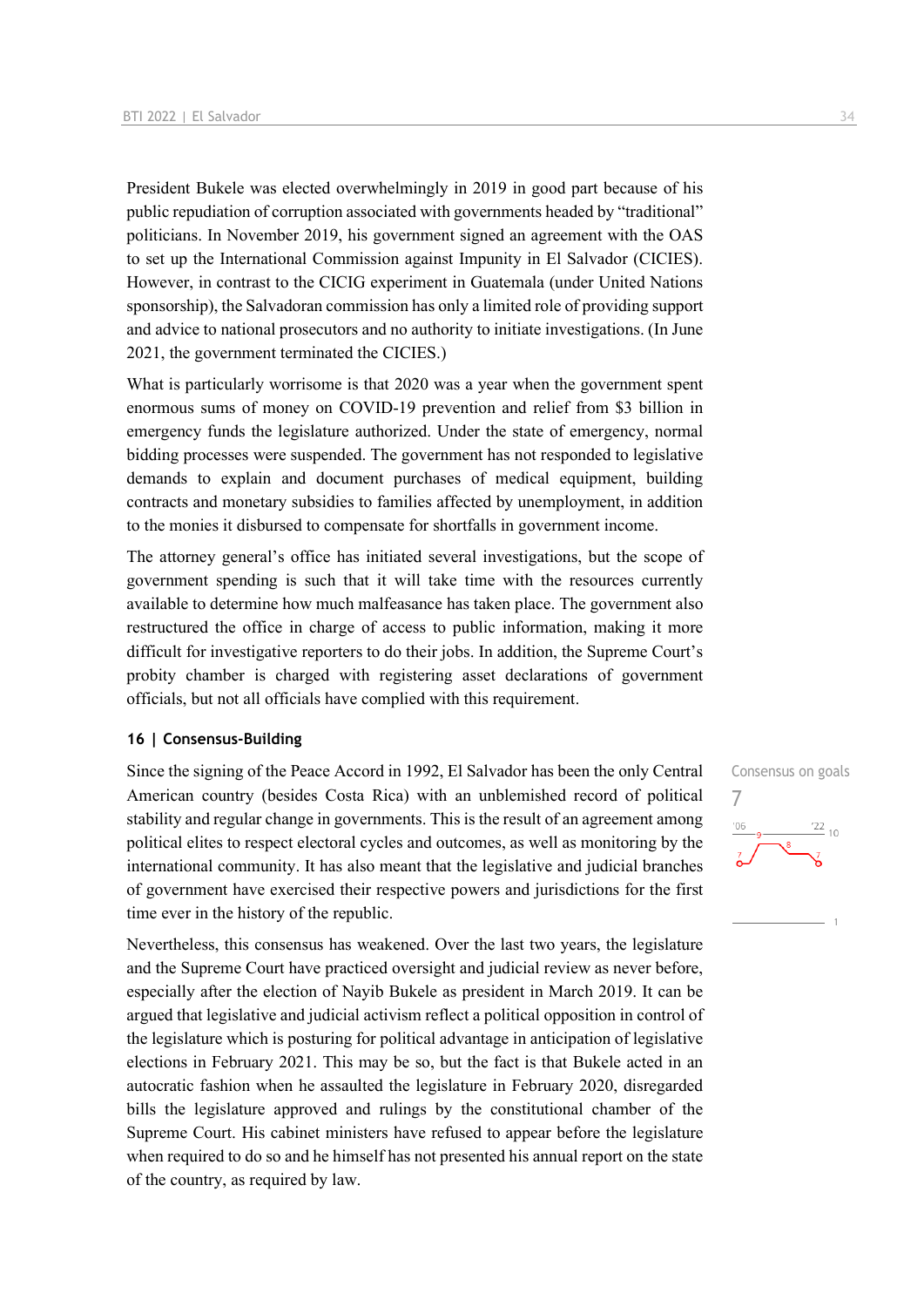President Bukele was elected overwhelmingly in 2019 in good part because of his public repudiation of corruption associated with governments headed by "traditional" politicians. In November 2019, his government signed an agreement with the OAS to set up the International Commission against Impunity in El Salvador (CICIES). However, in contrast to the CICIG experiment in Guatemala (under United Nations sponsorship), the Salvadoran commission has only a limited role of providing support and advice to national prosecutors and no authority to initiate investigations. (In June 2021, the government terminated the CICIES.)

What is particularly worrisome is that 2020 was a year when the government spent enormous sums of money on COVID-19 prevention and relief from $3 billion in emergency funds the legislature authorized. Under the state of emergency, normal bidding processes were suspended. The government has not responded to legislative demands to explain and document purchases of medical equipment, building contracts and monetary subsidies to families affected by unemployment, in addition to the monies it disbursed to compensate for shortfalls in government income.

The attorney general's office has initiated several investigations, but the scope of government spending is such that it will take time with the resources currently available to determine how much malfeasance has taken place. The government also restructured the office in charge of access to public information, making it more difficult for investigative reporters to do their jobs. In addition, the Supreme Court's probity chamber is charged with registering asset declarations of government officials, but not all officials have complied with this requirement.

## 16 | Consensus-Building

Consensus on goals
7

Since the signing of the Peace Accord in 1992, El Salvador has been the only Central American country (besides Costa Rica) with an unblemished record of political stability and regular change in governments. This is the result of an agreement among political elites to respect electoral cycles and outcomes, as well as monitoring by the international community. It has also meant that the legislative and judicial branches of government have exercised their respective powers and jurisdictions for the first time ever in the history of the republic.

Nevertheless, this consensus has weakened. Over the last two years, the legislature and the Supreme Court have practiced oversight and judicial review as never before, especially after the election of Nayib Bukele as president in March 2019. It can be argued that legislative and judicial activism reflect a political opposition in control of the legislature which is posturing for political advantage in anticipation of legislative elections in February 2021. This may be so, but the fact is that Bukele acted in an autocratic fashion when he assaulted the legislature in February 2020, disregarded bills the legislature approved and rulings by the constitutional chamber of the Supreme Court. His cabinet ministers have refused to appear before the legislature when required to do so and he himself has not presented his annual report on the state of the country, as required by law.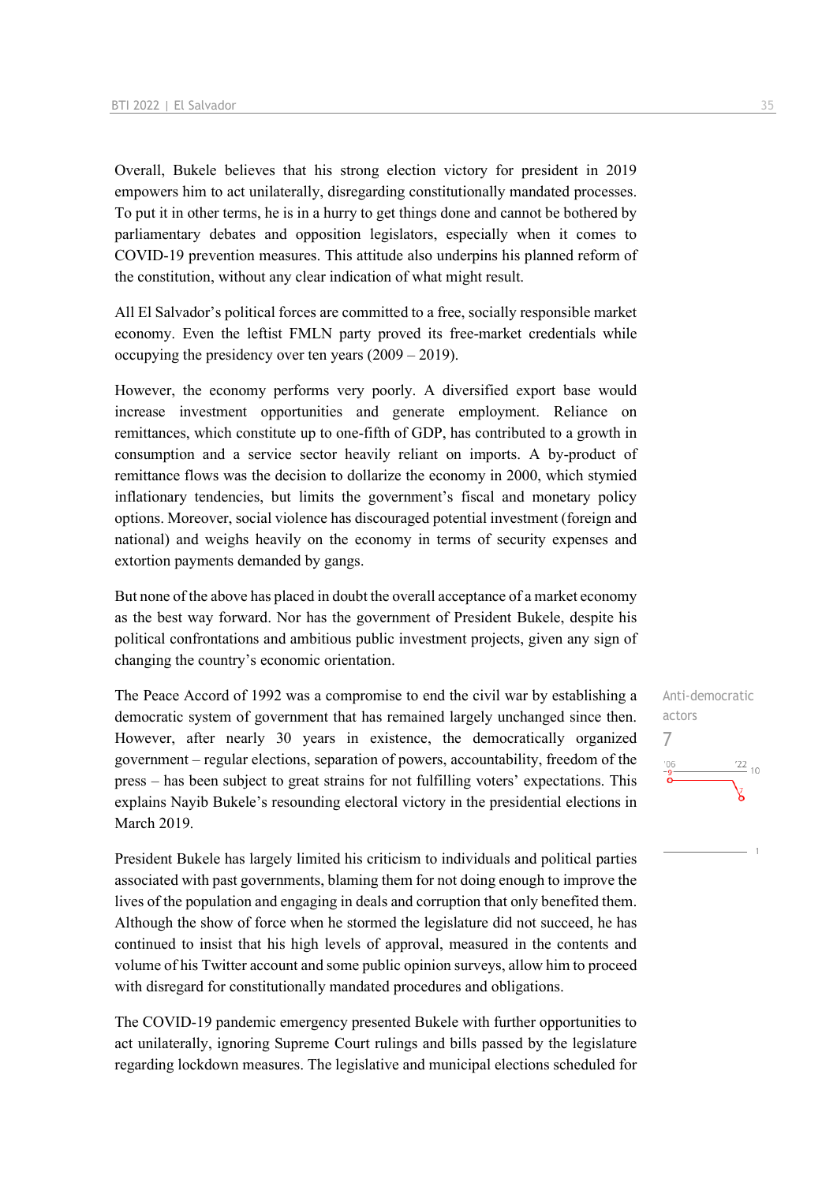Overall, Bukele believes that his strong election victory for president in 2019 empowers him to act unilaterally, disregarding constitutionally mandated processes. To put it in other terms, he is in a hurry to get things done and cannot be bothered by parliamentary debates and opposition legislators, especially when it comes to COVID-19 prevention measures. This attitude also underpins his planned reform of the constitution, without any clear indication of what might result.

All El Salvador's political forces are committed to a free, socially responsible market economy. Even the leftist FMLN party proved its free-market credentials while occupying the presidency over ten years (2009 – 2019).

However, the economy performs very poorly. A diversified export base would increase investment opportunities and generate employment. Reliance on remittances, which constitute up to one-fifth of GDP, has contributed to a growth in consumption and a service sector heavily reliant on imports. A by-product of remittance flows was the decision to dollarize the economy in 2000, which stymied inflationary tendencies, but limits the government's fiscal and monetary policy options. Moreover, social violence has discouraged potential investment (foreign and national) and weighs heavily on the economy in terms of security expenses and extortion payments demanded by gangs.

But none of the above has placed in doubt the overall acceptance of a market economy as the best way forward. Nor has the government of President Bukele, despite his political confrontations and ambitious public investment projects, given any sign of changing the country's economic orientation.

Anti-democratic actors

7

The Peace Accord of 1992 was a compromise to end the civil war by establishing a democratic system of government that has remained largely unchanged since then. However, after nearly 30 years in existence, the democratically organized government – regular elections, separation of powers, accountability, freedom of the press – has been subject to great strains for not fulfilling voters' expectations. This explains Nayib Bukele's resounding electoral victory in the presidential elections in March 2019.

President Bukele has largely limited his criticism to individuals and political parties associated with past governments, blaming them for not doing enough to improve the lives of the population and engaging in deals and corruption that only benefited them. Although the show of force when he stormed the legislature did not succeed, he has continued to insist that his high levels of approval, measured in the contents and volume of his Twitter account and some public opinion surveys, allow him to proceed with disregard for constitutionally mandated procedures and obligations.

The COVID-19 pandemic emergency presented Bukele with further opportunities to act unilaterally, ignoring Supreme Court rulings and bills passed by the legislature regarding lockdown measures. The legislative and municipal elections scheduled for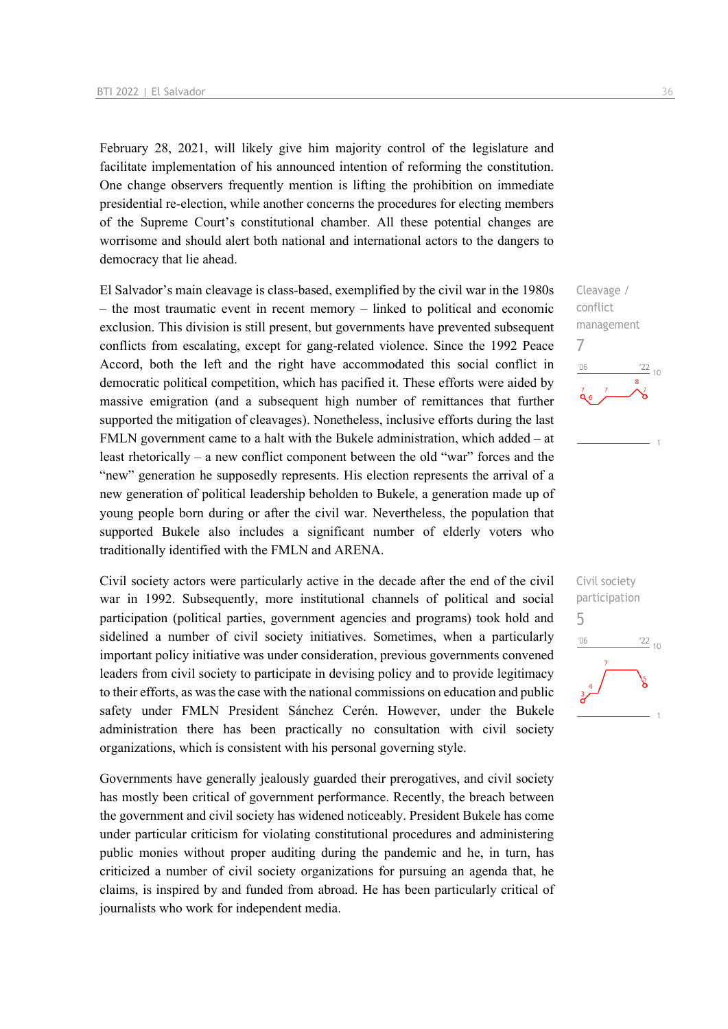February 28, 2021, will likely give him majority control of the legislature and facilitate implementation of his announced intention of reforming the constitution. One change observers frequently mention is lifting the prohibition on immediate presidential re-election, while another concerns the procedures for electing members of the Supreme Court's constitutional chamber. All these potential changes are worrisome and should alert both national and international actors to the dangers to democracy that lie ahead.

Cleavage / conflict management
7

El Salvador's main cleavage is class-based, exemplified by the civil war in the 1980s – the most traumatic event in recent memory – linked to political and economic exclusion. This division is still present, but governments have prevented subsequent conflicts from escalating, except for gang-related violence. Since the 1992 Peace Accord, both the left and the right have accommodated this social conflict in democratic political competition, which has pacified it. These efforts were aided by massive emigration (and a subsequent high number of remittances that further supported the mitigation of cleavages). Nonetheless, inclusive efforts during the last FMLN government came to a halt with the Bukele administration, which added – at least rhetorically – a new conflict component between the old "war" forces and the "new" generation he supposedly represents. His election represents the arrival of a new generation of political leadership beholden to Bukele, a generation made up of young people born during or after the civil war. Nevertheless, the population that supported Bukele also includes a significant number of elderly voters who traditionally identified with the FMLN and ARENA.

Civil society participation
5

Civil society actors were particularly active in the decade after the end of the civil war in 1992. Subsequently, more institutional channels of political and social participation (political parties, government agencies and programs) took hold and sidelined a number of civil society initiatives. Sometimes, when a particularly important policy initiative was under consideration, previous governments convened leaders from civil society to participate in devising policy and to provide legitimacy to their efforts, as was the case with the national commissions on education and public safety under FMLN President Sánchez Cerén. However, under the Bukele administration there has been practically no consultation with civil society organizations, which is consistent with his personal governing style.

Governments have generally jealously guarded their prerogatives, and civil society has mostly been critical of government performance. Recently, the breach between the government and civil society has widened noticeably. President Bukele has come under particular criticism for violating constitutional procedures and administering public monies without proper auditing during the pandemic and he, in turn, has criticized a number of civil society organizations for pursuing an agenda that, he claims, is inspired by and funded from abroad. He has been particularly critical of journalists who work for independent media.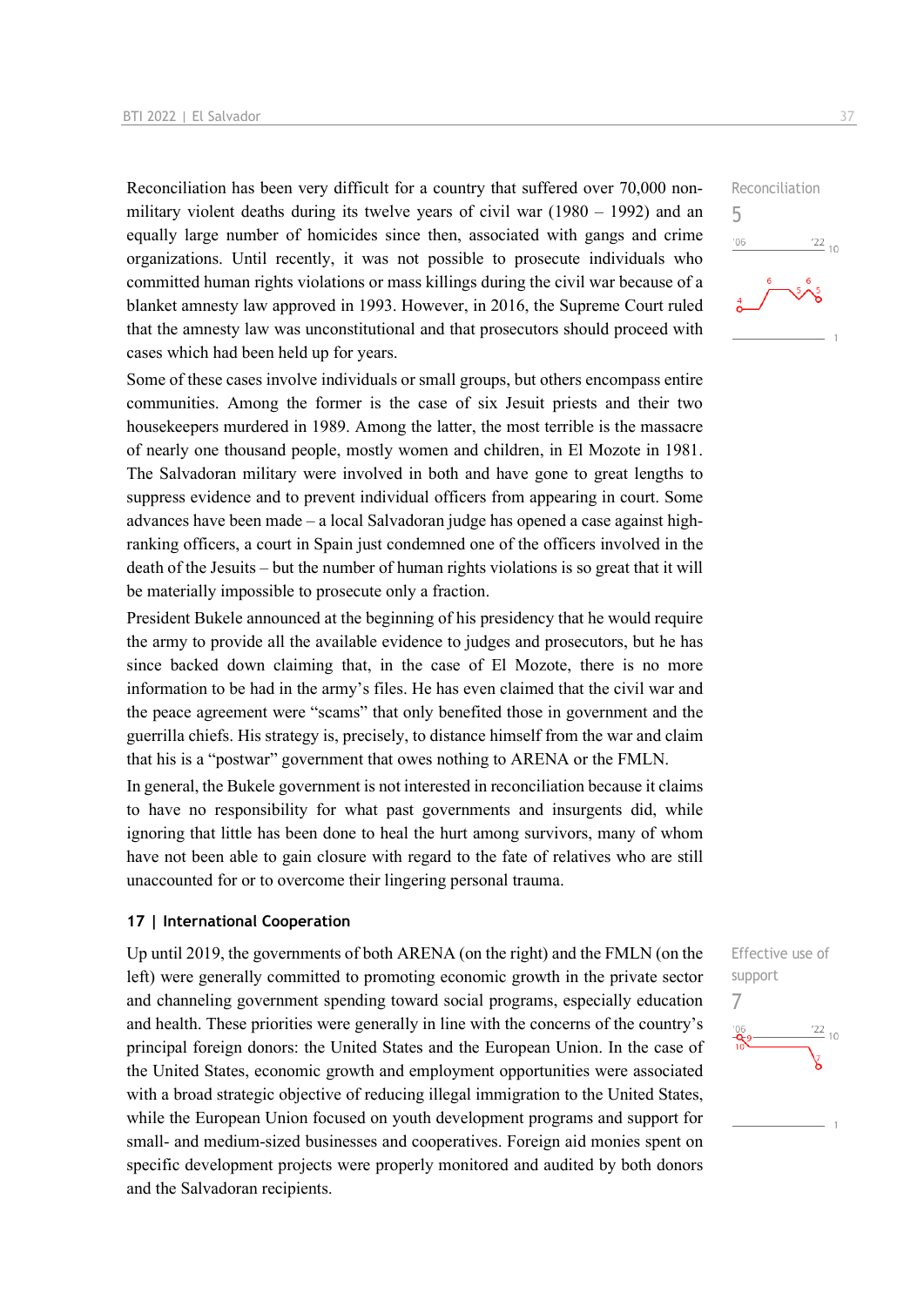Reconciliation has been very difficult for a country that suffered over 70,000 non-military violent deaths during its twelve years of civil war (1980 – 1992) and an equally large number of homicides since then, associated with gangs and crime organizations. Until recently, it was not possible to prosecute individuals who committed human rights violations or mass killings during the civil war because of a blanket amnesty law approved in 1993. However, in 2016, the Supreme Court ruled that the amnesty law was unconstitutional and that prosecutors should proceed with cases which had been held up for years.

Reconciliation
5

Some of these cases involve individuals or small groups, but others encompass entire communities. Among the former is the case of six Jesuit priests and their two housekeepers murdered in 1989. Among the latter, the most terrible is the massacre of nearly one thousand people, mostly women and children, in El Mozote in 1981. The Salvadoran military were involved in both and have gone to great lengths to suppress evidence and to prevent individual officers from appearing in court. Some advances have been made – a local Salvadoran judge has opened a case against high-ranking officers, a court in Spain just condemned one of the officers involved in the death of the Jesuits – but the number of human rights violations is so great that it will be materially impossible to prosecute only a fraction.

President Bukele announced at the beginning of his presidency that he would require the army to provide all the available evidence to judges and prosecutors, but he has since backed down claiming that, in the case of El Mozote, there is no more information to be had in the army's files. He has even claimed that the civil war and the peace agreement were "scams" that only benefited those in government and the guerrilla chiefs. His strategy is, precisely, to distance himself from the war and claim that his is a "postwar" government that owes nothing to ARENA or the FMLN.

In general, the Bukele government is not interested in reconciliation because it claims to have no responsibility for what past governments and insurgents did, while ignoring that little has been done to heal the hurt among survivors, many of whom have not been able to gain closure with regard to the fate of relatives who are still unaccounted for or to overcome their lingering personal trauma.

### 17 | International Cooperation

Up until 2019, the governments of both ARENA (on the right) and the FMLN (on the left) were generally committed to promoting economic growth in the private sector and channeling government spending toward social programs, especially education and health. These priorities were generally in line with the concerns of the country's principal foreign donors: the United States and the European Union. In the case of the United States, economic growth and employment opportunities were associated with a broad strategic objective of reducing illegal immigration to the United States, while the European Union focused on youth development programs and support for small- and medium-sized businesses and cooperatives. Foreign aid monies spent on specific development projects were properly monitored and audited by both donors and the Salvadoran recipients.

Effective use of support
7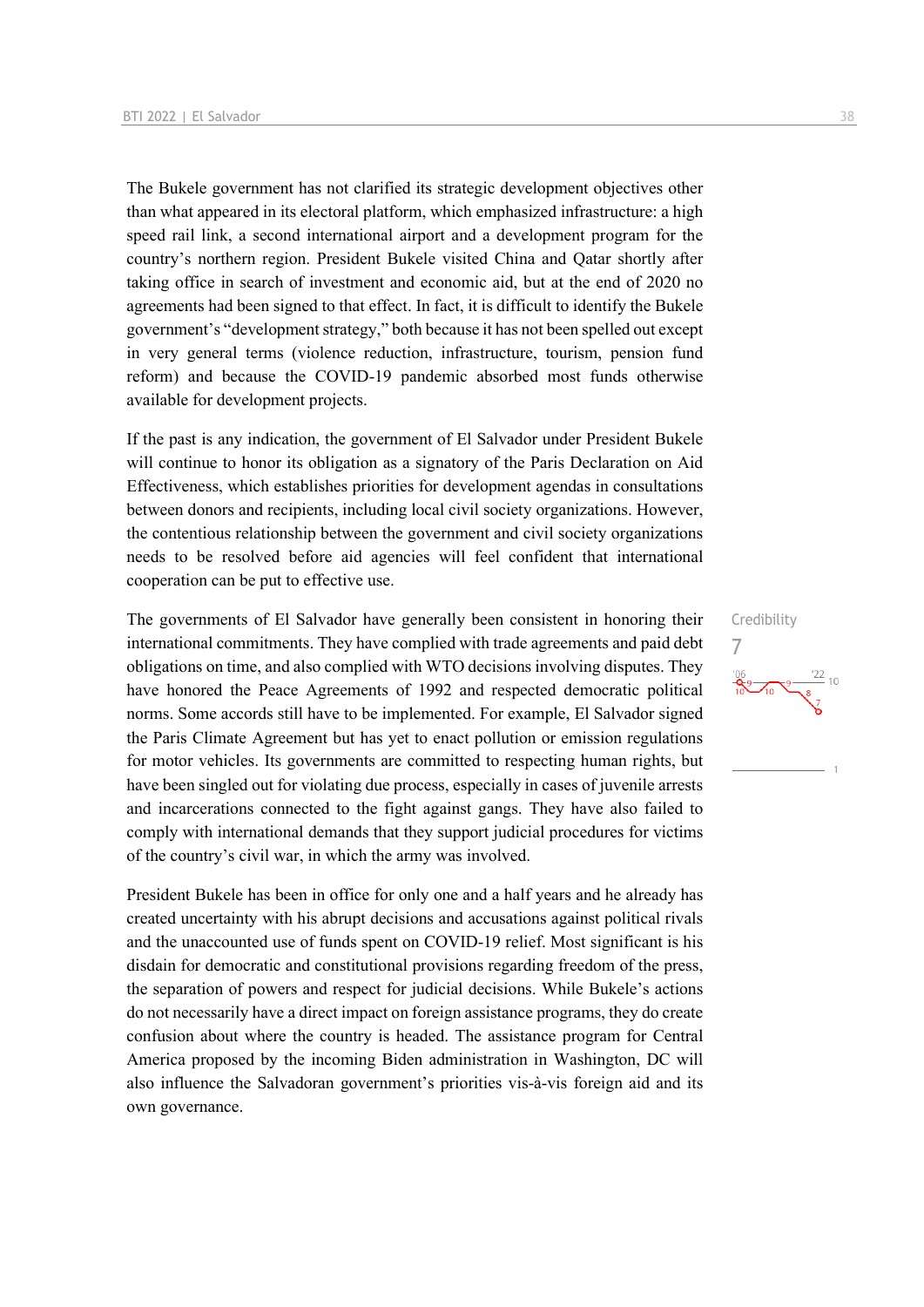The Bukele government has not clarified its strategic development objectives other than what appeared in its electoral platform, which emphasized infrastructure: a high speed rail link, a second international airport and a development program for the country's northern region. President Bukele visited China and Qatar shortly after taking office in search of investment and economic aid, but at the end of 2020 no agreements had been signed to that effect. In fact, it is difficult to identify the Bukele government's "development strategy," both because it has not been spelled out except in very general terms (violence reduction, infrastructure, tourism, pension fund reform) and because the COVID-19 pandemic absorbed most funds otherwise available for development projects.

If the past is any indication, the government of El Salvador under President Bukele will continue to honor its obligation as a signatory of the Paris Declaration on Aid Effectiveness, which establishes priorities for development agendas in consultations between donors and recipients, including local civil society organizations. However, the contentious relationship between the government and civil society organizations needs to be resolved before aid agencies will feel confident that international cooperation can be put to effective use.

The governments of El Salvador have generally been consistent in honoring their international commitments. They have complied with trade agreements and paid debt obligations on time, and also complied with WTO decisions involving disputes. They have honored the Peace Agreements of 1992 and respected democratic political norms. Some accords still have to be implemented. For example, El Salvador signed the Paris Climate Agreement but has yet to enact pollution or emission regulations for motor vehicles. Its governments are committed to respecting human rights, but have been singled out for violating due process, especially in cases of juvenile arrests and incarcerations connected to the fight against gangs. They have also failed to comply with international demands that they support judicial procedures for victims of the country's civil war, in which the army was involved.

Credibility
7

President Bukele has been in office for only one and a half years and he already has created uncertainty with his abrupt decisions and accusations against political rivals and the unaccounted use of funds spent on COVID-19 relief. Most significant is his disdain for democratic and constitutional provisions regarding freedom of the press, the separation of powers and respect for judicial decisions. While Bukele's actions do not necessarily have a direct impact on foreign assistance programs, they do create confusion about where the country is headed. The assistance program for Central America proposed by the incoming Biden administration in Washington, DC will also influence the Salvadoran government's priorities vis-à-vis foreign aid and its own governance.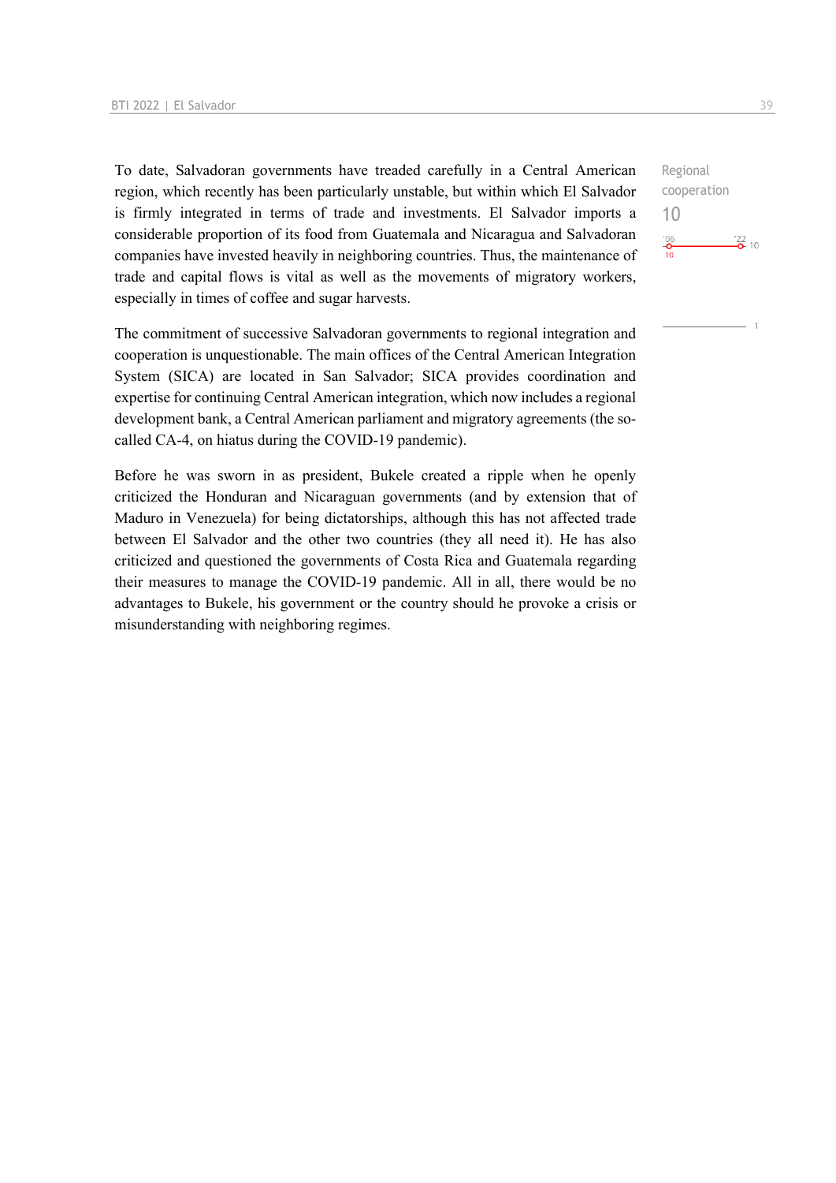To date, Salvadoran governments have treaded carefully in a Central American region, which recently has been particularly unstable, but within which El Salvador is firmly integrated in terms of trade and investments. El Salvador imports a considerable proportion of its food from Guatemala and Nicaragua and Salvadoran companies have invested heavily in neighboring countries. Thus, the maintenance of trade and capital flows is vital as well as the movements of migratory workers, especially in times of coffee and sugar harvests.

Regional cooperation

10

'06: 10 — '22: 10

The commitment of successive Salvadoran governments to regional integration and cooperation is unquestionable. The main offices of the Central American Integration System (SICA) are located in San Salvador; SICA provides coordination and expertise for continuing Central American integration, which now includes a regional development bank, a Central American parliament and migratory agreements (the so-called CA-4, on hiatus during the COVID-19 pandemic).

Before he was sworn in as president, Bukele created a ripple when he openly criticized the Honduran and Nicaraguan governments (and by extension that of Maduro in Venezuela) for being dictatorships, although this has not affected trade between El Salvador and the other two countries (they all need it). He has also criticized and questioned the governments of Costa Rica and Guatemala regarding their measures to manage the COVID-19 pandemic. All in all, there would be no advantages to Bukele, his government or the country should he provoke a crisis or misunderstanding with neighboring regimes.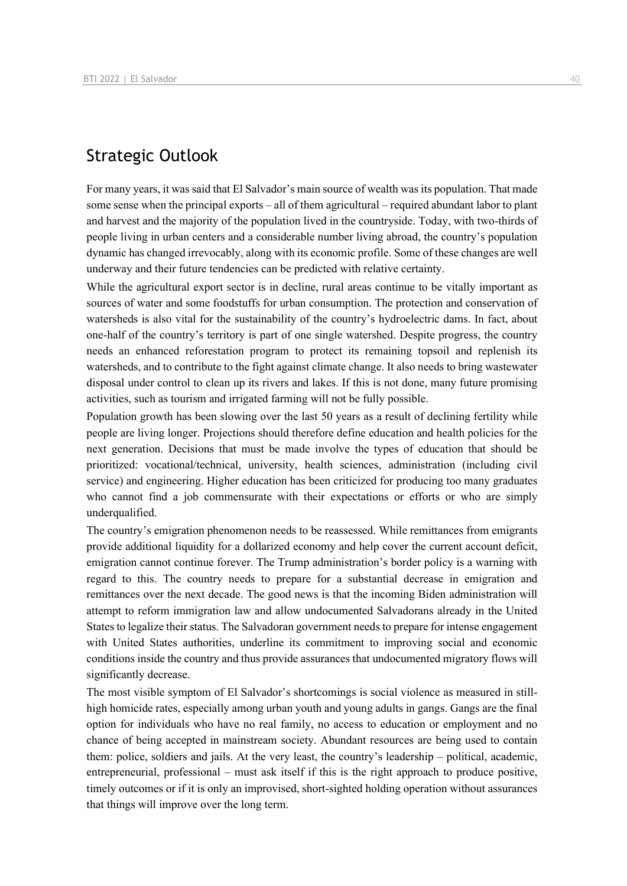## Strategic Outlook

For many years, it was said that El Salvador's main source of wealth was its population. That made some sense when the principal exports – all of them agricultural – required abundant labor to plant and harvest and the majority of the population lived in the countryside. Today, with two-thirds of people living in urban centers and a considerable number living abroad, the country's population dynamic has changed irrevocably, along with its economic profile. Some of these changes are well underway and their future tendencies can be predicted with relative certainty.

While the agricultural export sector is in decline, rural areas continue to be vitally important as sources of water and some foodstuffs for urban consumption. The protection and conservation of watersheds is also vital for the sustainability of the country's hydroelectric dams. In fact, about one-half of the country's territory is part of one single watershed. Despite progress, the country needs an enhanced reforestation program to protect its remaining topsoil and replenish its watersheds, and to contribute to the fight against climate change. It also needs to bring wastewater disposal under control to clean up its rivers and lakes. If this is not done, many future promising activities, such as tourism and irrigated farming will not be fully possible.

Population growth has been slowing over the last 50 years as a result of declining fertility while people are living longer. Projections should therefore define education and health policies for the next generation. Decisions that must be made involve the types of education that should be prioritized: vocational/technical, university, health sciences, administration (including civil service) and engineering. Higher education has been criticized for producing too many graduates who cannot find a job commensurate with their expectations or efforts or who are simply underqualified.

The country's emigration phenomenon needs to be reassessed. While remittances from emigrants provide additional liquidity for a dollarized economy and help cover the current account deficit, emigration cannot continue forever. The Trump administration's border policy is a warning with regard to this. The country needs to prepare for a substantial decrease in emigration and remittances over the next decade. The good news is that the incoming Biden administration will attempt to reform immigration law and allow undocumented Salvadorans already in the United States to legalize their status. The Salvadoran government needs to prepare for intense engagement with United States authorities, underline its commitment to improving social and economic conditions inside the country and thus provide assurances that undocumented migratory flows will significantly decrease.

The most visible symptom of El Salvador's shortcomings is social violence as measured in still-high homicide rates, especially among urban youth and young adults in gangs. Gangs are the final option for individuals who have no real family, no access to education or employment and no chance of being accepted in mainstream society. Abundant resources are being used to contain them: police, soldiers and jails. At the very least, the country's leadership – political, academic, entrepreneurial, professional – must ask itself if this is the right approach to produce positive, timely outcomes or if it is only an improvised, short-sighted holding operation without assurances that things will improve over the long term.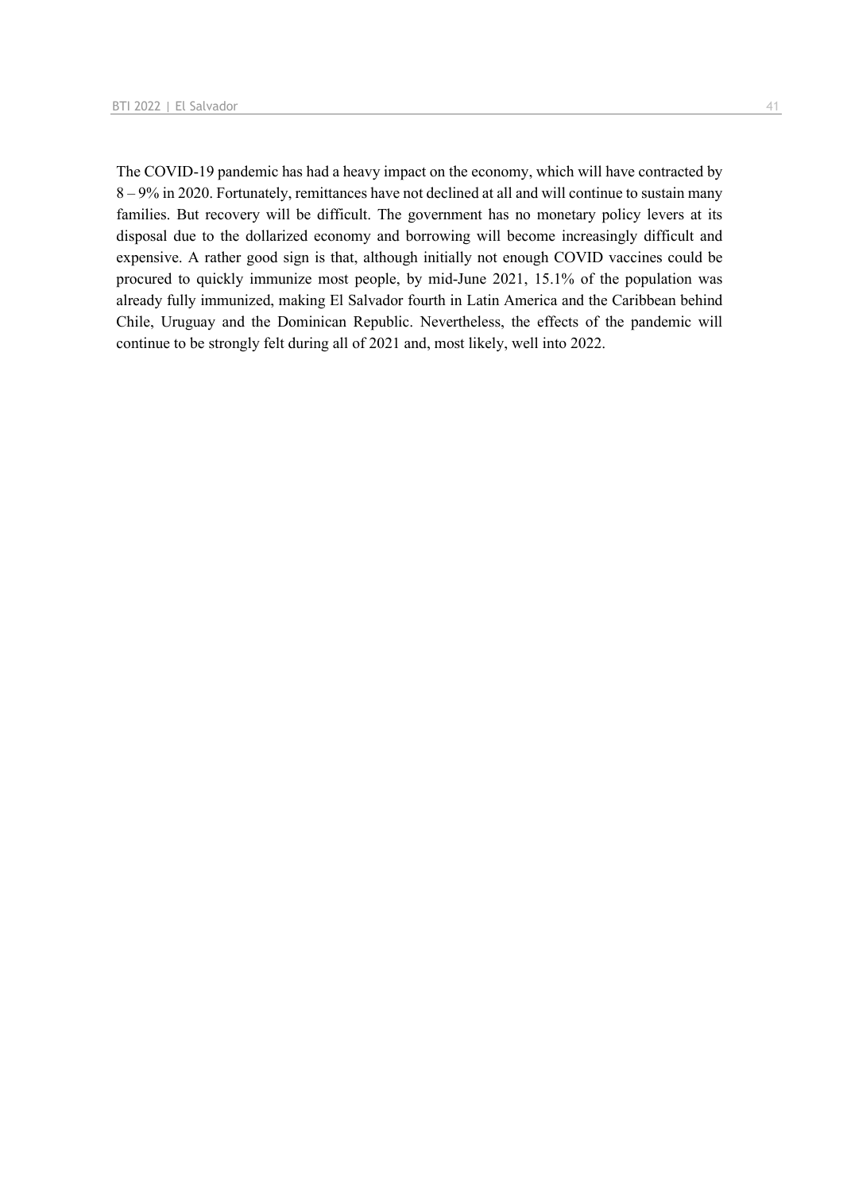The COVID-19 pandemic has had a heavy impact on the economy, which will have contracted by 8 – 9% in 2020. Fortunately, remittances have not declined at all and will continue to sustain many families. But recovery will be difficult. The government has no monetary policy levers at its disposal due to the dollarized economy and borrowing will become increasingly difficult and expensive. A rather good sign is that, although initially not enough COVID vaccines could be procured to quickly immunize most people, by mid-June 2021, 15.1% of the population was already fully immunized, making El Salvador fourth in Latin America and the Caribbean behind Chile, Uruguay and the Dominican Republic. Nevertheless, the effects of the pandemic will continue to be strongly felt during all of 2021 and, most likely, well into 2022.